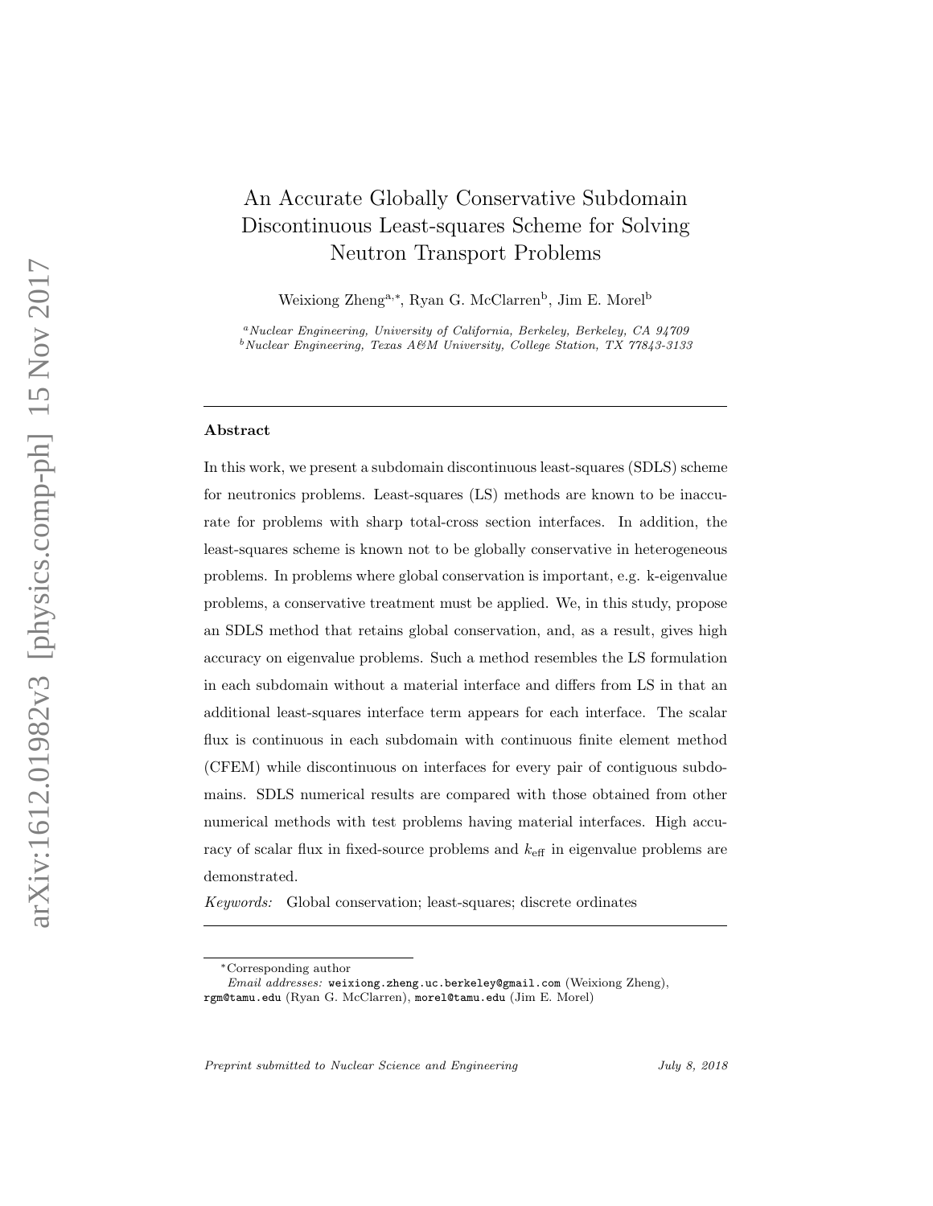# An Accurate Globally Conservative Subdomain Discontinuous Least-squares Scheme for Solving Neutron Transport Problems

Weixiong Zheng[a,*], Ryan G. McClarren[b], Jim E. Morel[b]

[a]*Nuclear Engineering, University of California, Berkeley, Berkeley, CA 94709*
[b]*Nuclear Engineering, Texas A&M University, College Station, TX 77843-3133*

---

## Abstract

In this work, we present a subdomain discontinuous least-squares (SDLS) scheme for neutronics problems. Least-squares (LS) methods are known to be inaccurate for problems with sharp total-cross section interfaces. In addition, the least-squares scheme is known not to be globally conservative in heterogeneous problems. In problems where global conservation is important, e.g. k-eigenvalue problems, a conservative treatment must be applied. We, in this study, propose an SDLS method that retains global conservation, and, as a result, gives high accuracy on eigenvalue problems. Such a method resembles the LS formulation in each subdomain without a material interface and differs from LS in that an additional least-squares interface term appears for each interface. The scalar flux is continuous in each subdomain with continuous finite element method (CFEM) while discontinuous on interfaces for every pair of contiguous subdomains. SDLS numerical results are compared with those obtained from other numerical methods with test problems having material interfaces. High accuracy of scalar flux in fixed-source problems and $k_{\text{eff}}$ in eigenvalue problems are demonstrated.

*Keywords:* Global conservation; least-squares; discrete ordinates

---

*Corresponding author

*Email addresses:* weixiong.zheng.uc.berkeley@gmail.com (Weixiong Zheng), rgm@tamu.edu (Ryan G. McClarren), morel@tamu.edu (Jim E. Morel)

*Preprint submitted to Nuclear Science and Engineering* *July 8, 2018*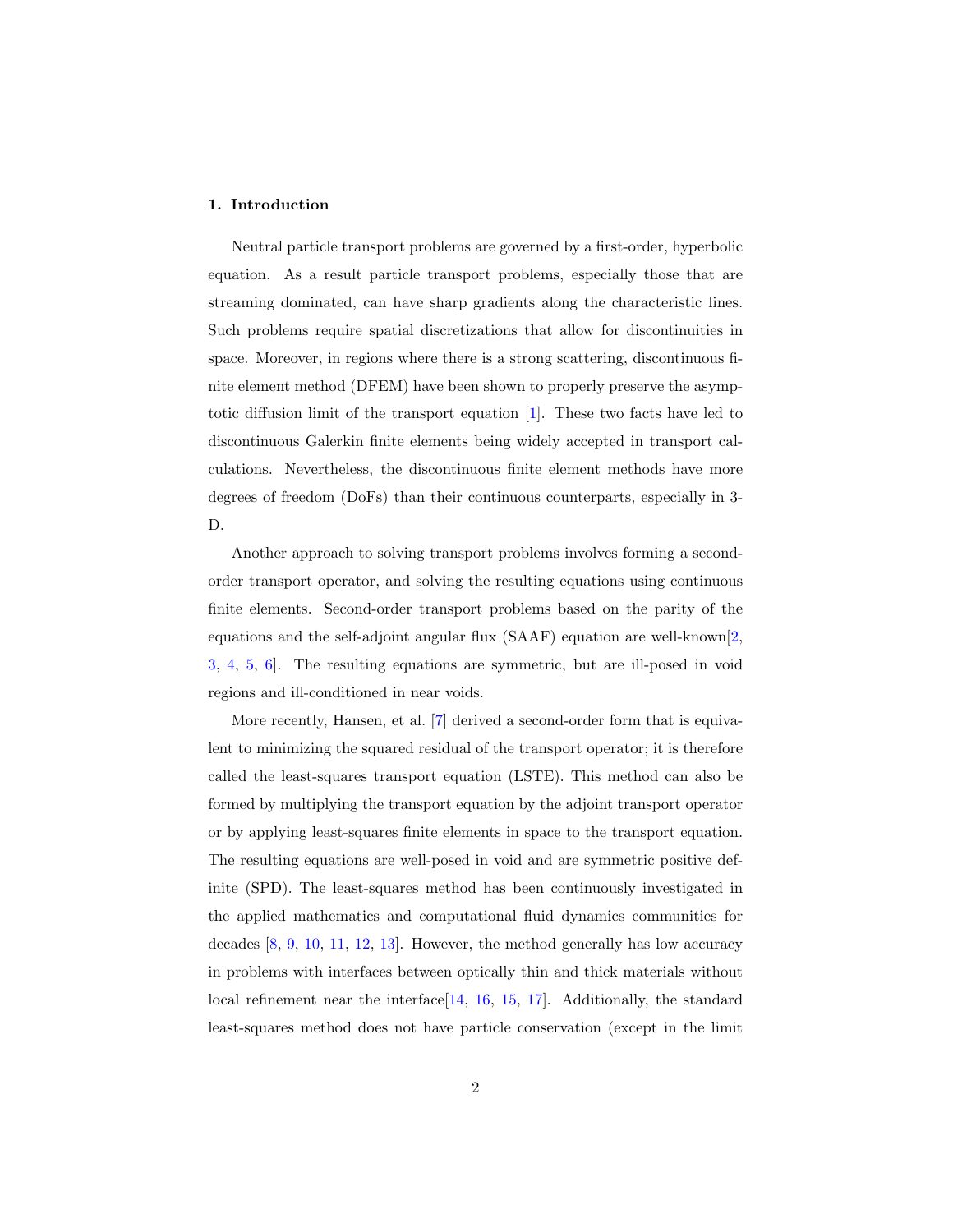## 1. Introduction

Neutral particle transport problems are governed by a first-order, hyperbolic equation. As a result particle transport problems, especially those that are streaming dominated, can have sharp gradients along the characteristic lines. Such problems require spatial discretizations that allow for discontinuities in space. Moreover, in regions where there is a strong scattering, discontinuous finite element method (DFEM) have been shown to properly preserve the asymptotic diffusion limit of the transport equation [1]. These two facts have led to discontinuous Galerkin finite elements being widely accepted in transport calculations. Nevertheless, the discontinuous finite element methods have more degrees of freedom (DoFs) than their continuous counterparts, especially in 3-D.

Another approach to solving transport problems involves forming a second-order transport operator, and solving the resulting equations using continuous finite elements. Second-order transport problems based on the parity of the equations and the self-adjoint angular flux (SAAF) equation are well-known[2, 3, 4, 5, 6]. The resulting equations are symmetric, but are ill-posed in void regions and ill-conditioned in near voids.

More recently, Hansen, et al. [7] derived a second-order form that is equivalent to minimizing the squared residual of the transport operator; it is therefore called the least-squares transport equation (LSTE). This method can also be formed by multiplying the transport equation by the adjoint transport operator or by applying least-squares finite elements in space to the transport equation. The resulting equations are well-posed in void and are symmetric positive definite (SPD). The least-squares method has been continuously investigated in the applied mathematics and computational fluid dynamics communities for decades [8, 9, 10, 11, 12, 13]. However, the method generally has low accuracy in problems with interfaces between optically thin and thick materials without local refinement near the interface[14, 16, 15, 17]. Additionally, the standard least-squares method does not have particle conservation (except in the limit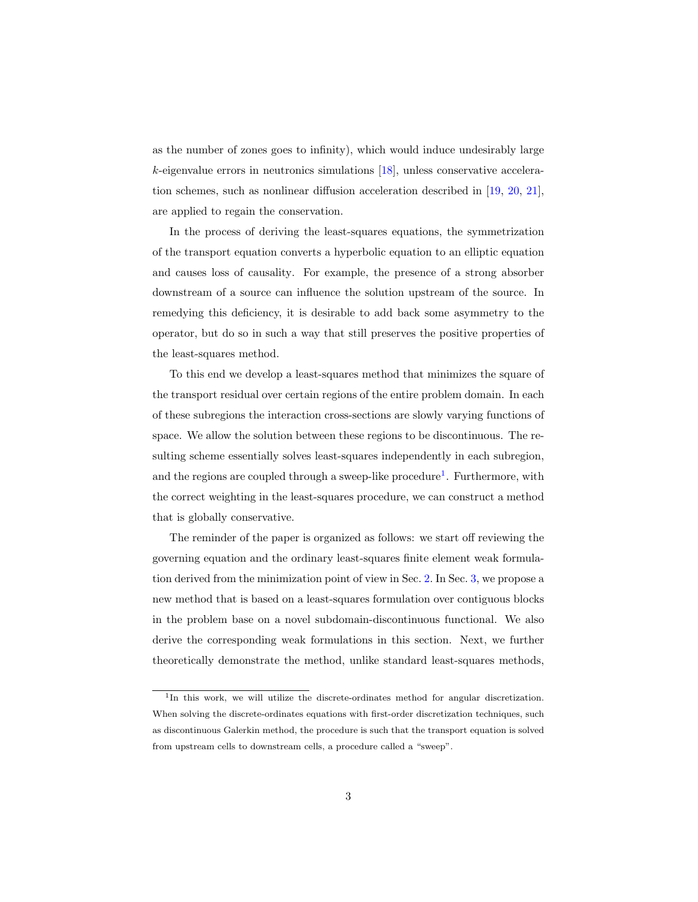as the number of zones goes to infinity), which would induce undesirably large $k$-eigenvalue errors in neutronics simulations [18], unless conservative acceleration schemes, such as nonlinear diffusion acceleration described in [19, 20, 21], are applied to regain the conservation.

In the process of deriving the least-squares equations, the symmetrization of the transport equation converts a hyperbolic equation to an elliptic equation and causes loss of causality. For example, the presence of a strong absorber downstream of a source can influence the solution upstream of the source. In remedying this deficiency, it is desirable to add back some asymmetry to the operator, but do so in such a way that still preserves the positive properties of the least-squares method.

To this end we develop a least-squares method that minimizes the square of the transport residual over certain regions of the entire problem domain. In each of these subregions the interaction cross-sections are slowly varying functions of space. We allow the solution between these regions to be discontinuous. The resulting scheme essentially solves least-squares independently in each subregion, and the regions are coupled through a sweep-like procedure[1]. Furthermore, with the correct weighting in the least-squares procedure, we can construct a method that is globally conservative.

The reminder of the paper is organized as follows: we start off reviewing the governing equation and the ordinary least-squares finite element weak formulation derived from the minimization point of view in Sec. 2. In Sec. 3, we propose a new method that is based on a least-squares formulation over contiguous blocks in the problem base on a novel subdomain-discontinuous functional. We also derive the corresponding weak formulations in this section. Next, we further theoretically demonstrate the method, unlike standard least-squares methods,

---

[1] In this work, we will utilize the discrete-ordinates method for angular discretization. When solving the discrete-ordinates equations with first-order discretization techniques, such as discontinuous Galerkin method, the procedure is such that the transport equation is solved from upstream cells to downstream cells, a procedure called a "sweep".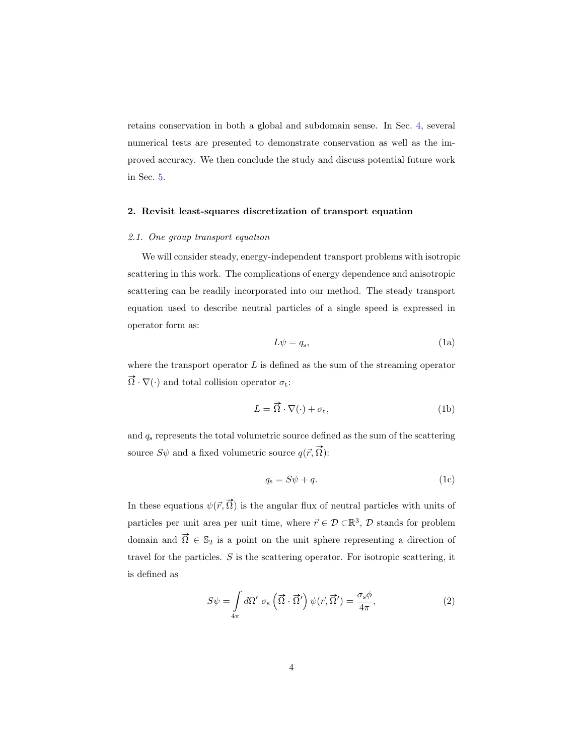retains conservation in both a global and subdomain sense. In Sec. 4, several numerical tests are presented to demonstrate conservation as well as the improved accuracy. We then conclude the study and discuss potential future work in Sec. 5.

## 2. Revisit least-squares discretization of transport equation

### *2.1. One group transport equation*

We will consider steady, energy-independent transport problems with isotropic scattering in this work. The complications of energy dependence and anisotropic scattering can be readily incorporated into our method. The steady transport equation used to describe neutral particles of a single speed is expressed in operator form as:

$$L\psi = q_{\mathrm{s}}, \tag{1a}$$

where the transport operator $L$ is defined as the sum of the streaming operator $\vec{\Omega} \cdot \nabla(\cdot)$ and total collision operator $\sigma_{\mathrm{t}}$:

$$L = \vec{\Omega} \cdot \nabla(\cdot) + \sigma_{\mathrm{t}}, \tag{1b}$$

and $q_{\mathrm{s}}$ represents the total volumetric source defined as the sum of the scattering source $S\psi$ and a fixed volumetric source $q(\vec{r}, \vec{\Omega})$:

$$q_{\mathrm{s}} = S\psi + q. \tag{1c}$$

In these equations $\psi(\vec{r}, \vec{\Omega})$ is the angular flux of neutral particles with units of particles per unit area per unit time, where $\vec{r} \in \mathcal{D} \subset \mathbb{R}^3$, $\mathcal{D}$ stands for problem domain and $\vec{\Omega} \in \mathbb{S}_2$ is a point on the unit sphere representing a direction of travel for the particles. $S$ is the scattering operator. For isotropic scattering, it is defined as

$$S\psi = \int\limits_{4\pi} d\Omega' \ \sigma_{\mathrm{s}} \left(\vec{\Omega} \cdot \vec{\Omega}'\right) \psi(\vec{r}, \vec{\Omega}') = \frac{\sigma_{\mathrm{s}} \phi}{4\pi}, \tag{2}$$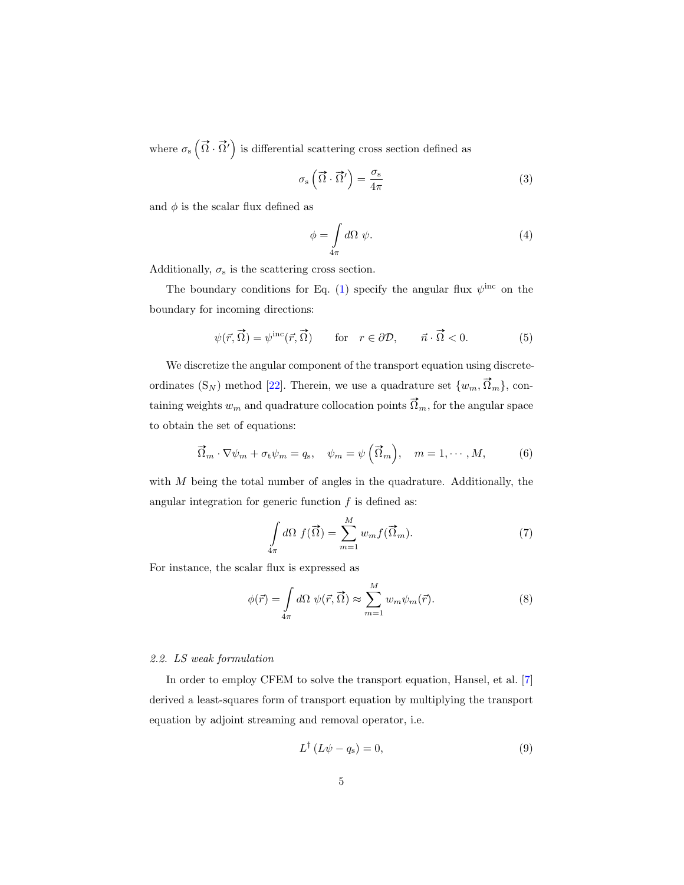where $\sigma_\mathrm{s}\left(\vec{\Omega}\cdot\vec{\Omega}'\right)$ is differential scattering cross section defined as

$$\sigma_\mathrm{s}\left(\vec{\Omega}\cdot\vec{\Omega}'\right) = \frac{\sigma_\mathrm{s}}{4\pi} \tag{3}$$

and $\phi$ is the scalar flux defined as

$$\phi = \int_{4\pi} d\Omega\ \psi. \tag{4}$$

Additionally, $\sigma_\mathrm{s}$ is the scattering cross section.

The boundary conditions for Eq. (1) specify the angular flux $\psi^{\mathrm{inc}}$ on the boundary for incoming directions:

$$\psi(\vec{r},\vec{\Omega}) = \psi^{\mathrm{inc}}(\vec{r},\vec{\Omega}) \qquad \text{for} \quad r\in\partial\mathcal{D}, \qquad \vec{n}\cdot\vec{\Omega} < 0. \tag{5}$$

We discretize the angular component of the transport equation using discrete-ordinates ($\mathrm{S}_N$) method [22]. Therein, we use a quadrature set $\{w_m, \vec{\Omega}_m\}$, containing weights $w_m$ and quadrature collocation points $\vec{\Omega}_m$, for the angular space to obtain the set of equations:

$$\vec{\Omega}_m\cdot\nabla\psi_m + \sigma_\mathrm{t}\psi_m = q_\mathrm{s}, \quad \psi_m = \psi\left(\vec{\Omega}_m\right), \quad m = 1,\cdots,M, \tag{6}$$

with $M$ being the total number of angles in the quadrature. Additionally, the angular integration for generic function $f$ is defined as:

$$\int_{4\pi} d\Omega\ f(\vec{\Omega}) = \sum_{m=1}^{M} w_m f(\vec{\Omega}_m). \tag{7}$$

For instance, the scalar flux is expressed as

$$\phi(\vec{r}) = \int_{4\pi} d\Omega\ \psi(\vec{r},\vec{\Omega}) \approx \sum_{m=1}^{M} w_m\psi_m(\vec{r}). \tag{8}$$

### *2.2. LS weak formulation*

In order to employ CFEM to solve the transport equation, Hansel, et al. [7] derived a least-squares form of transport equation by multiplying the transport equation by adjoint streaming and removal operator, i.e.

$$L^\dagger\left(L\psi - q_\mathrm{s}\right) = 0, \tag{9}$$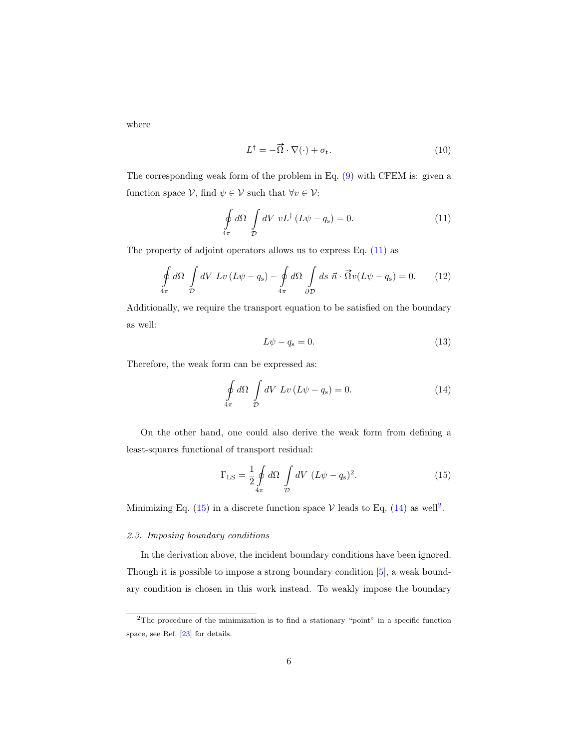where

$$L^{\dagger} = -\vec{\Omega} \cdot \nabla(\cdot) + \sigma_{\mathrm{t}}. \tag{10}$$

The corresponding weak form of the problem in Eq. (9) with CFEM is: given a function space $\mathcal{V}$, find $\psi \in \mathcal{V}$ such that $\forall v \in \mathcal{V}$:

$$\oint\limits_{4\pi} d\Omega \int\limits_{\mathcal{D}} dV \; vL^{\dagger}\left(L\psi - q_{\mathrm{s}}\right) = 0. \tag{11}$$

The property of adjoint operators allows us to express Eq. (11) as

$$\oint\limits_{4\pi} d\Omega \int\limits_{\mathcal{D}} dV \; Lv\left(L\psi - q_{\mathrm{s}}\right) - \oint\limits_{4\pi} d\Omega \int\limits_{\partial\mathcal{D}} ds \; \vec{n} \cdot \vec{\Omega} v(L\psi - q_{\mathrm{s}}) = 0. \tag{12}$$

Additionally, we require the transport equation to be satisfied on the boundary as well:

$$L\psi - q_{\mathrm{s}} = 0. \tag{13}$$

Therefore, the weak form can be expressed as:

$$\oint\limits_{4\pi} d\Omega \int\limits_{\mathcal{D}} dV \; Lv\left(L\psi - q_{\mathrm{s}}\right) = 0. \tag{14}$$

On the other hand, one could also derive the weak form from defining a least-squares functional of transport residual:

$$\Gamma_{\mathrm{LS}} = \frac{1}{2}\oint\limits_{4\pi} d\Omega \int\limits_{\mathcal{D}} dV \; (L\psi - q_{\mathrm{s}})^2. \tag{15}$$

Minimizing Eq. (15) in a discrete function space $\mathcal{V}$ leads to Eq. (14) as well[2].

### *2.3. Imposing boundary conditions*

In the derivation above, the incident boundary conditions have been ignored. Though it is possible to impose a strong boundary condition [5], a weak boundary condition is chosen in this work instead. To weakly impose the boundary

---

[2] The procedure of the minimization is to find a stationary "point" in a specific function space, see Ref. [23] for details.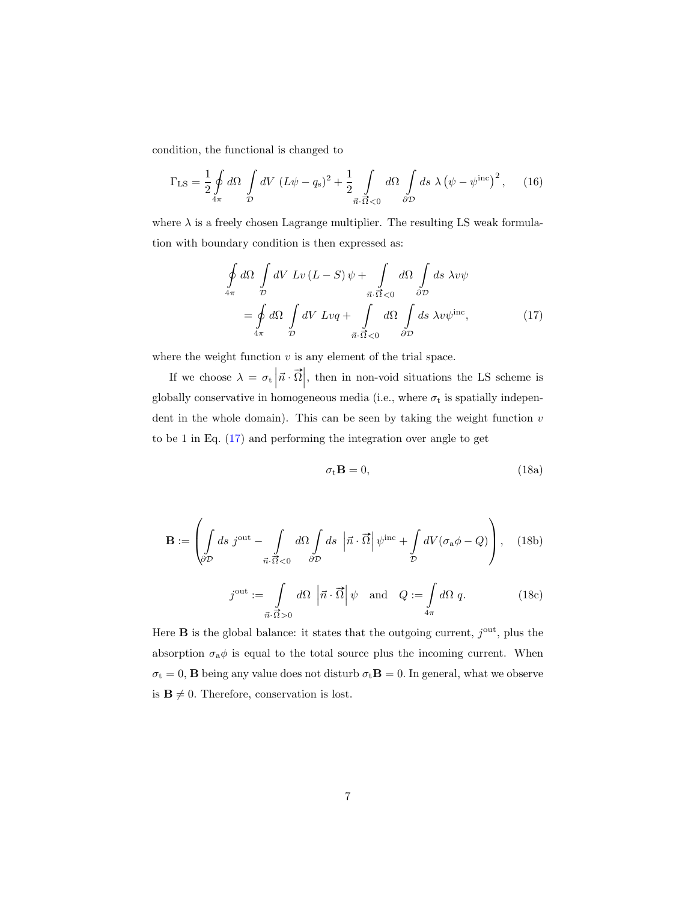condition, the functional is changed to

$$\Gamma_{\mathrm{LS}} = \frac{1}{2} \oint\limits_{4\pi} d\Omega \int\limits_{\mathcal{D}} dV \, (L\psi - q_{\mathrm{s}})^2 + \frac{1}{2} \int\limits_{\vec{n}\cdot\vec{\Omega}<0} d\Omega \int\limits_{\partial\mathcal{D}} ds \; \lambda \left(\psi - \psi^{\mathrm{inc}}\right)^2, \tag{16}$$

where $\lambda$ is a freely chosen Lagrange multiplier. The resulting LS weak formulation with boundary condition is then expressed as:

$$\begin{aligned}\oint\limits_{4\pi} d\Omega \int\limits_{\mathcal{D}} dV \; Lv\,(L-S)\,\psi + \int\limits_{\vec{n}\cdot\vec{\Omega}<0} d\Omega \int\limits_{\partial\mathcal{D}} ds \; \lambda v \psi \\ = \oint\limits_{4\pi} d\Omega \int\limits_{\mathcal{D}} dV \; Lvq + \int\limits_{\vec{n}\cdot\vec{\Omega}<0} d\Omega \int\limits_{\partial\mathcal{D}} ds \; \lambda v \psi^{\mathrm{inc}},\end{aligned} \tag{17}$$

where the weight function $v$ is any element of the trial space.

If we choose $\lambda = \sigma_{\mathrm{t}} \left|\vec{n}\cdot\vec{\Omega}\right|$, then in non-void situations the LS scheme is globally conservative in homogeneous media (i.e., where $\sigma_{\mathrm{t}}$ is spatially independent in the whole domain). This can be seen by taking the weight function $v$ to be 1 in Eq. (17) and performing the integration over angle to get

$$\sigma_{\mathrm{t}}\mathbf{B} = 0, \tag{18a}$$

$$\mathbf{B} := \left( \int\limits_{\partial\mathcal{D}} ds \; j^{\mathrm{out}} - \int\limits_{\vec{n}\cdot\vec{\Omega}<0} d\Omega \int\limits_{\partial\mathcal{D}} ds \; \left|\vec{n}\cdot\vec{\Omega}\right| \psi^{\mathrm{inc}} + \int\limits_{\mathcal{D}} dV (\sigma_{\mathrm{a}}\phi - Q) \right), \tag{18b}$$

$$j^{\mathrm{out}} := \int\limits_{\vec{n}\cdot\vec{\Omega}>0} d\Omega \; \left|\vec{n}\cdot\vec{\Omega}\right| \psi \quad \text{and} \quad Q := \int\limits_{4\pi} d\Omega \; q. \tag{18c}$$

Here $\mathbf{B}$ is the global balance: it states that the outgoing current, $j^{\mathrm{out}}$, plus the absorption $\sigma_{\mathrm{a}}\phi$ is equal to the total source plus the incoming current. When $\sigma_{\mathrm{t}} = 0$, $\mathbf{B}$ being any value does not disturb $\sigma_{\mathrm{t}}\mathbf{B} = 0$. In general, what we observe is $\mathbf{B} \neq 0$. Therefore, conservation is lost.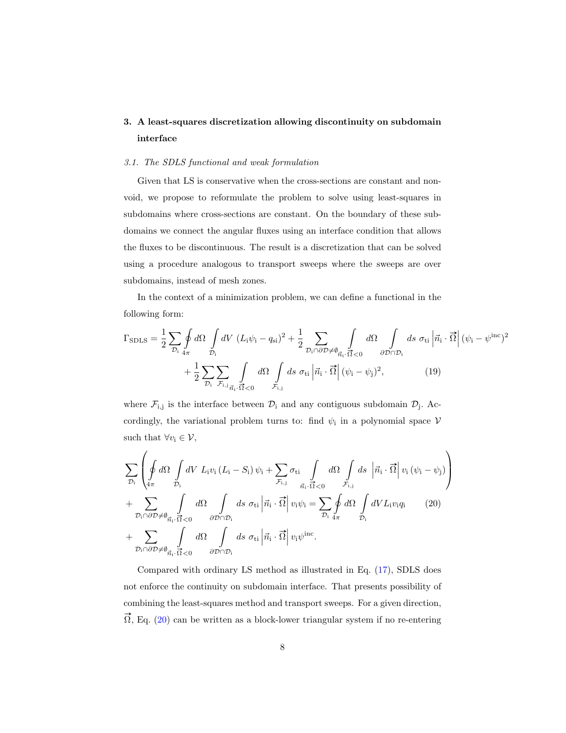## 3. A least-squares discretization allowing discontinuity on subdomain interface

### 3.1. The SDLS functional and weak formulation

Given that LS is conservative when the cross-sections are constant and non-void, we propose to reformulate the problem to solve using least-squares in subdomains where cross-sections are constant. On the boundary of these subdomains we connect the angular fluxes using an interface condition that allows the fluxes to be discontinuous. The result is a discretization that can be solved using a procedure analogous to transport sweeps where the sweeps are over subdomains, instead of mesh zones.

In the context of a minimization problem, we can define a functional in the following form:

$$
\begin{aligned}
\Gamma_{\mathrm{SDLS}} = \frac{1}{2}\sum_{\mathcal{D}_\mathrm{i}} \oint\limits_{4\pi} d\Omega \int\limits_{\mathcal{D}_\mathrm{i}} dV \, (L_\mathrm{i}\psi_\mathrm{i} - q_{\mathrm{si}})^2 + \frac{1}{2}\sum_{\mathcal{D}_\mathrm{i}\cap\partial\mathcal{D}\neq\emptyset} \int\limits_{\vec{n}_\mathrm{i}\cdot\vec{\Omega}<0} d\Omega \int\limits_{\partial\mathcal{D}\cap\mathcal{D}_\mathrm{i}} ds \; \sigma_{\mathrm{ti}} \left|\vec{n}_\mathrm{i}\cdot\vec{\Omega}\right| (\psi_\mathrm{i} - \psi^{\mathrm{inc}})^2 \\
+ \frac{1}{2}\sum_{\mathcal{D}_\mathrm{i}}\sum_{\mathcal{F}_{\mathrm{i,j}}} \int\limits_{\vec{n}_\mathrm{i}\cdot\vec{\Omega}<0} d\Omega \int\limits_{\mathcal{F}_{\mathrm{i,j}}} ds \; \sigma_{\mathrm{ti}} \left|\vec{n}_\mathrm{i}\cdot\vec{\Omega}\right| (\psi_\mathrm{i} - \psi_\mathrm{j})^2, \qquad (19)
\end{aligned}
$$

where $\mathcal{F}_{\mathrm{i,j}}$ is the interface between $\mathcal{D}_\mathrm{i}$ and any contiguous subdomain $\mathcal{D}_\mathrm{j}$. Accordingly, the variational problem turns to: find $\psi_\mathrm{i}$ in a polynomial space $\mathcal{V}$ such that $\forall v_\mathrm{i} \in \mathcal{V}$,

$$
\begin{aligned}
&\sum_{\mathcal{D}_\mathrm{i}} \left( \oint\limits_{4\pi} d\Omega \int\limits_{\mathcal{D}_\mathrm{i}} dV \; L_\mathrm{i} v_\mathrm{i} \left(L_\mathrm{i} - S_\mathrm{i}\right) \psi_\mathrm{i} + \sum_{\mathcal{F}_{\mathrm{i,j}}} \sigma_{\mathrm{ti}} \int\limits_{\vec{n}_\mathrm{i}\cdot\vec{\Omega}<0} d\Omega \int\limits_{\mathcal{F}_{\mathrm{i,j}}} ds \; \left|\vec{n}_\mathrm{i}\cdot\vec{\Omega}\right| v_\mathrm{i} \left(\psi_\mathrm{i} - \psi_\mathrm{j}\right) \right) \\
&+ \sum_{\mathcal{D}_\mathrm{i}\cap\partial\mathcal{D}\neq\emptyset} \int\limits_{\vec{n}_\mathrm{i}\cdot\vec{\Omega}<0} d\Omega \int\limits_{\partial\mathcal{D}\cap\mathcal{D}_\mathrm{i}} ds \; \sigma_{\mathrm{ti}} \left|\vec{n}_\mathrm{i}\cdot\vec{\Omega}\right| v_\mathrm{i}\psi_\mathrm{i} = \sum_{\mathcal{D}_\mathrm{i}} \oint\limits_{4\pi} d\Omega \int\limits_{\mathcal{D}_\mathrm{i}} dV \, L_\mathrm{i} v_\mathrm{i} q_\mathrm{i} \qquad (20) \\
&+ \sum_{\mathcal{D}_\mathrm{i}\cap\partial\mathcal{D}\neq\emptyset} \int\limits_{\vec{n}_\mathrm{i}\cdot\vec{\Omega}<0} d\Omega \int\limits_{\partial\mathcal{D}\cap\mathcal{D}_\mathrm{i}} ds \; \sigma_{\mathrm{ti}} \left|\vec{n}_\mathrm{i}\cdot\vec{\Omega}\right| v_\mathrm{i}\psi^{\mathrm{inc}}.
\end{aligned}
$$

Compared with ordinary LS method as illustrated in Eq. (17), SDLS does not enforce the continuity on subdomain interface. That presents possibility of combining the least-squares method and transport sweeps. For a given direction, $\vec{\Omega}$, Eq. (20) can be written as a block-lower triangular system if no re-entering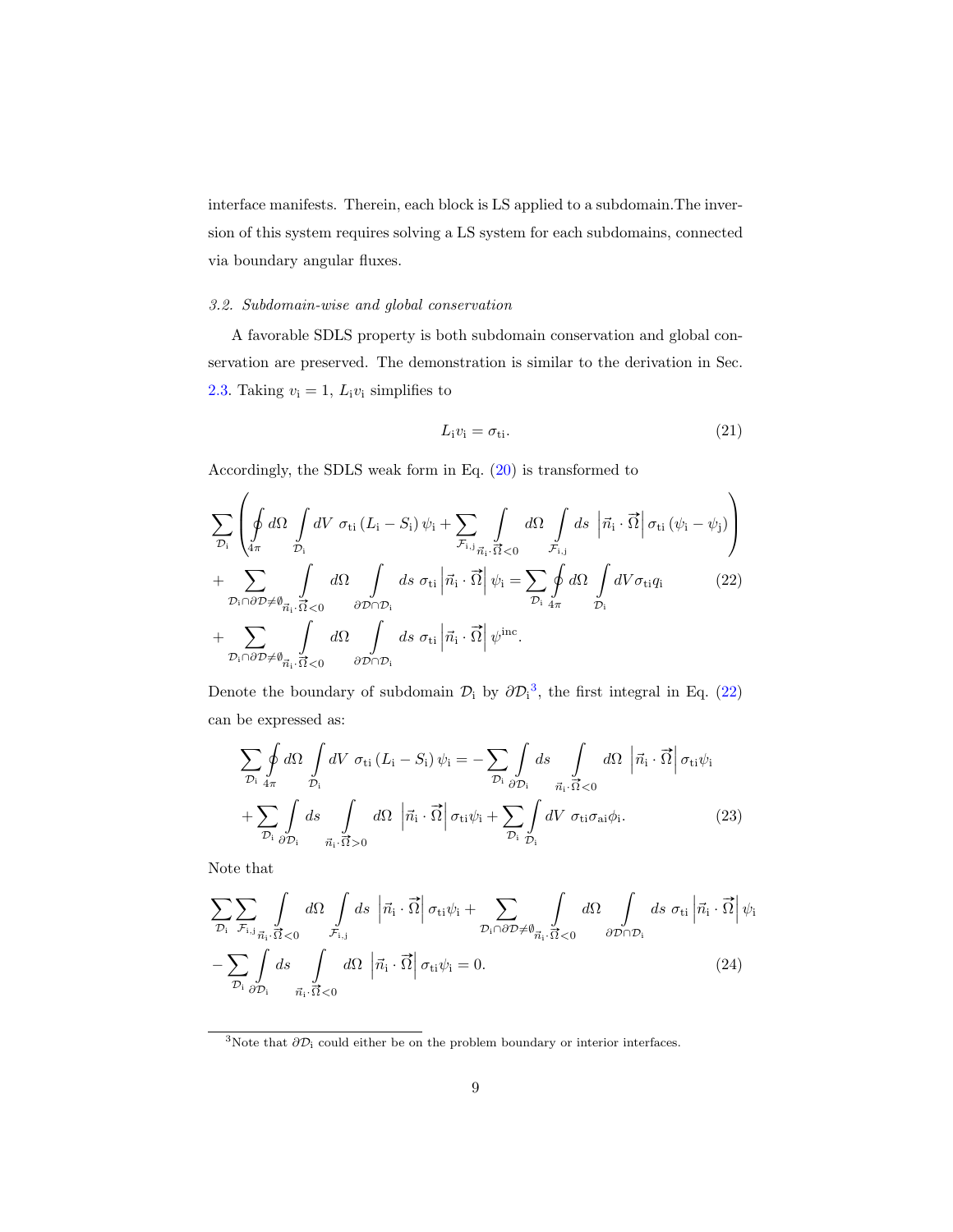interface manifests. Therein, each block is LS applied to a subdomain.The inversion of this system requires solving a LS system for each subdomains, connected via boundary angular fluxes.

### 3.2. Subdomain-wise and global conservation

A favorable SDLS property is both subdomain conservation and global conservation are preserved. The demonstration is similar to the derivation in Sec. 2.3. Taking $v_\mathrm{i}=1$, $L_\mathrm{i} v_\mathrm{i}$ simplifies to

$$L_\mathrm{i} v_\mathrm{i} = \sigma_\mathrm{ti}. \tag{21}$$

Accordingly, the SDLS weak form in Eq. (20) is transformed to

$$\begin{aligned}
&\sum_{\mathcal{D}_\mathrm{i}} \left( \oint_{4\pi} d\Omega \int_{\mathcal{D}_\mathrm{i}} dV \ \sigma_\mathrm{ti} \left(L_\mathrm{i} - S_\mathrm{i}\right) \psi_\mathrm{i} + \sum_{\mathcal{F}_\mathrm{i,j}} \int_{\vec{n}_\mathrm{i}\cdot\vec{\Omega}<0} d\Omega \int_{\mathcal{F}_\mathrm{i,j}} ds \ \left|\vec{n}_\mathrm{i}\cdot\vec{\Omega}\right| \sigma_\mathrm{ti} \left(\psi_\mathrm{i} - \psi_\mathrm{j}\right) \right) \\
&+ \sum_{\mathcal{D}_\mathrm{i}\cap\partial\mathcal{D}\neq\emptyset} \int_{\vec{n}_\mathrm{i}\cdot\vec{\Omega}<0} d\Omega \int_{\partial\mathcal{D}\cap\mathcal{D}_\mathrm{i}} ds \ \sigma_\mathrm{ti} \left|\vec{n}_\mathrm{i}\cdot\vec{\Omega}\right| \psi_\mathrm{i} = \sum_{\mathcal{D}_\mathrm{i}} \oint_{4\pi} d\Omega \int_{\mathcal{D}_\mathrm{i}} dV \sigma_\mathrm{ti} q_\mathrm{i} \\
&+ \sum_{\mathcal{D}_\mathrm{i}\cap\partial\mathcal{D}\neq\emptyset} \int_{\vec{n}_\mathrm{i}\cdot\vec{\Omega}<0} d\Omega \int_{\partial\mathcal{D}\cap\mathcal{D}_\mathrm{i}} ds \ \sigma_\mathrm{ti} \left|\vec{n}_\mathrm{i}\cdot\vec{\Omega}\right| \psi^\mathrm{inc}.
\end{aligned} \tag{22}$$

Denote the boundary of subdomain $\mathcal{D}_\mathrm{i}$ by $\partial\mathcal{D}_\mathrm{i}$[3], the first integral in Eq. (22) can be expressed as:

$$\begin{aligned}
\sum_{\mathcal{D}_\mathrm{i}} \oint_{4\pi} d\Omega \int_{\mathcal{D}_\mathrm{i}} dV \ \sigma_\mathrm{ti} \left(L_\mathrm{i} - S_\mathrm{i}\right) \psi_\mathrm{i} &= -\sum_{\mathcal{D}_\mathrm{i}} \int_{\partial\mathcal{D}_\mathrm{i}} ds \int_{\vec{n}_\mathrm{i}\cdot\vec{\Omega}<0} d\Omega \ \left|\vec{n}_\mathrm{i}\cdot\vec{\Omega}\right| \sigma_\mathrm{ti}\psi_\mathrm{i} \\
&+ \sum_{\mathcal{D}_\mathrm{i}} \int_{\partial\mathcal{D}_\mathrm{i}} ds \int_{\vec{n}_\mathrm{i}\cdot\vec{\Omega}>0} d\Omega \ \left|\vec{n}_\mathrm{i}\cdot\vec{\Omega}\right| \sigma_\mathrm{ti}\psi_\mathrm{i} + \sum_{\mathcal{D}_\mathrm{i}} \int_{\mathcal{D}_\mathrm{i}} dV \ \sigma_\mathrm{ti}\sigma_\mathrm{ai}\phi_\mathrm{i}.
\end{aligned} \tag{23}$$

Note that

$$\begin{aligned}
&\sum_{\mathcal{D}_\mathrm{i}} \sum_{\mathcal{F}_\mathrm{i,j}} \int_{\vec{n}_\mathrm{i}\cdot\vec{\Omega}<0} d\Omega \int_{\mathcal{F}_\mathrm{i,j}} ds \ \left|\vec{n}_\mathrm{i}\cdot\vec{\Omega}\right| \sigma_\mathrm{ti}\psi_\mathrm{i} + \sum_{\mathcal{D}_\mathrm{i}\cap\partial\mathcal{D}\neq\emptyset} \int_{\vec{n}_\mathrm{i}\cdot\vec{\Omega}<0} d\Omega \int_{\partial\mathcal{D}\cap\mathcal{D}_\mathrm{i}} ds \ \sigma_\mathrm{ti} \left|\vec{n}_\mathrm{i}\cdot\vec{\Omega}\right| \psi_\mathrm{i} \\
&- \sum_{\mathcal{D}_\mathrm{i}} \int_{\partial\mathcal{D}_\mathrm{i}} ds \int_{\vec{n}_\mathrm{i}\cdot\vec{\Omega}<0} d\Omega \ \left|\vec{n}_\mathrm{i}\cdot\vec{\Omega}\right| \sigma_\mathrm{ti}\psi_\mathrm{i} = 0.
\end{aligned} \tag{24}$$

---

[3] Note that $\partial\mathcal{D}_\mathrm{i}$ could either be on the problem boundary or interior interfaces.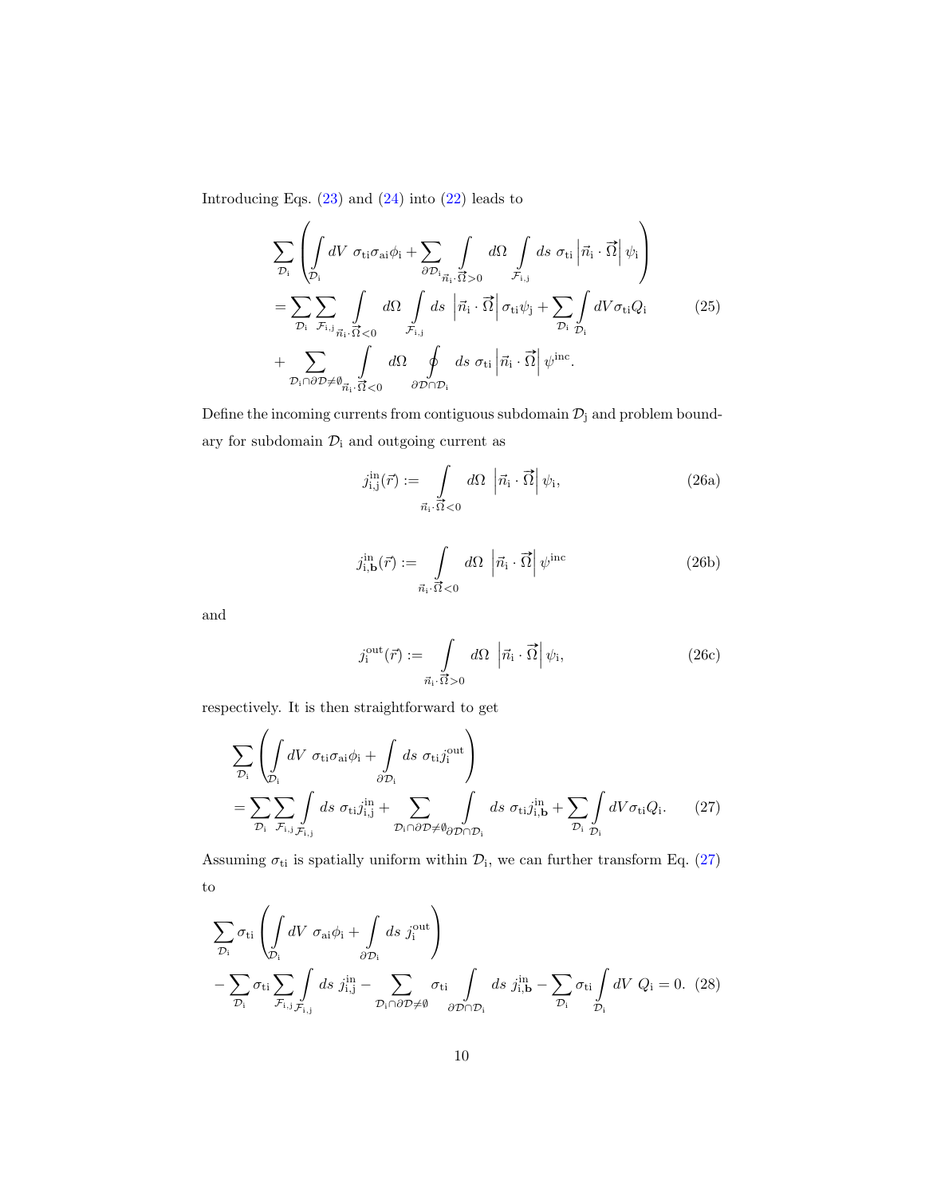Introducing Eqs. (23) and (24) into (22) leads to

$$
\begin{aligned}
&\sum_{\mathcal{D}_\mathrm{i}} \left( \int_{\mathcal{D}_\mathrm{i}} dV \ \sigma_\mathrm{ti}\sigma_\mathrm{ai}\phi_\mathrm{i} + \sum_{\partial\mathcal{D}_\mathrm{i}} \int_{\vec{n}_\mathrm{i}\cdot\vec{\Omega}>0} d\Omega \int_{\mathcal{F}_\mathrm{i,j}} ds \ \sigma_\mathrm{ti} \left|\vec{n}_\mathrm{i}\cdot\vec{\Omega}\right| \psi_\mathrm{i} \right) \\
&= \sum_{\mathcal{D}_\mathrm{i}} \sum_{\mathcal{F}_\mathrm{i,j}} \int_{\vec{n}_\mathrm{i}\cdot\vec{\Omega}<0} d\Omega \int_{\mathcal{F}_\mathrm{i,j}} ds \ \left|\vec{n}_\mathrm{i}\cdot\vec{\Omega}\right| \sigma_\mathrm{ti}\psi_\mathrm{j} + \sum_{\mathcal{D}_\mathrm{i}} \int_{\mathcal{D}_\mathrm{i}} dV \sigma_\mathrm{ti} Q_\mathrm{i} \\
&+ \sum_{\mathcal{D}_\mathrm{i}\cap\partial\mathcal{D}\neq\emptyset} \int_{\vec{n}_\mathrm{i}\cdot\vec{\Omega}<0} d\Omega \oint_{\partial\mathcal{D}\cap\mathcal{D}_\mathrm{i}} ds \ \sigma_\mathrm{ti} \left|\vec{n}_\mathrm{i}\cdot\vec{\Omega}\right| \psi^\mathrm{inc}.
\end{aligned}
\tag{25}
$$

Define the incoming currents from contiguous subdomain $\mathcal{D}_\mathrm{j}$ and problem boundary for subdomain $\mathcal{D}_\mathrm{i}$ and outgoing current as

$$
j^\mathrm{in}_\mathrm{i,j}(\vec{r}) := \int_{\vec{n}_\mathrm{i}\cdot\vec{\Omega}<0} d\Omega \ \left|\vec{n}_\mathrm{i}\cdot\vec{\Omega}\right| \psi_\mathrm{i}, \tag{26a}
$$

$$
j^\mathrm{in}_\mathrm{i,\mathbf{b}}(\vec{r}) := \int_{\vec{n}_\mathrm{i}\cdot\vec{\Omega}<0} d\Omega \ \left|\vec{n}_\mathrm{i}\cdot\vec{\Omega}\right| \psi^\mathrm{inc} \tag{26b}
$$

and

$$
j^\mathrm{out}_\mathrm{i}(\vec{r}) := \int_{\vec{n}_\mathrm{i}\cdot\vec{\Omega}>0} d\Omega \ \left|\vec{n}_\mathrm{i}\cdot\vec{\Omega}\right| \psi_\mathrm{i}, \tag{26c}
$$

respectively. It is then straightforward to get

$$
\begin{aligned}
&\sum_{\mathcal{D}_\mathrm{i}} \left( \int_{\mathcal{D}_\mathrm{i}} dV \ \sigma_\mathrm{ti}\sigma_\mathrm{ai}\phi_\mathrm{i} + \int_{\partial\mathcal{D}_\mathrm{i}} ds \ \sigma_\mathrm{ti} j^\mathrm{out}_\mathrm{i} \right) \\
&= \sum_{\mathcal{D}_\mathrm{i}} \sum_{\mathcal{F}_\mathrm{i,j}} \int_{\mathcal{F}_\mathrm{i,j}} ds \ \sigma_\mathrm{ti} j^\mathrm{in}_\mathrm{i,j} + \sum_{\mathcal{D}_\mathrm{i}\cap\partial\mathcal{D}\neq\emptyset} \int_{\partial\mathcal{D}\cap\mathcal{D}_\mathrm{i}} ds \ \sigma_\mathrm{ti} j^\mathrm{in}_\mathrm{i,\mathbf{b}} + \sum_{\mathcal{D}_\mathrm{i}} \int_{\mathcal{D}_\mathrm{i}} dV \sigma_\mathrm{ti} Q_\mathrm{i}.
\end{aligned}
\tag{27}
$$

Assuming $\sigma_\mathrm{ti}$ is spatially uniform within $\mathcal{D}_\mathrm{i}$, we can further transform Eq. (27) to

$$
\begin{aligned}
&\sum_{\mathcal{D}_\mathrm{i}} \sigma_\mathrm{ti} \left( \int_{\mathcal{D}_\mathrm{i}} dV \ \sigma_\mathrm{ai}\phi_\mathrm{i} + \int_{\partial\mathcal{D}_\mathrm{i}} ds \ j^\mathrm{out}_\mathrm{i} \right) \\
&- \sum_{\mathcal{D}_\mathrm{i}} \sigma_\mathrm{ti} \sum_{\mathcal{F}_\mathrm{i,j}} \int_{\mathcal{F}_\mathrm{i,j}} ds \ j^\mathrm{in}_\mathrm{i,j} - \sum_{\mathcal{D}_\mathrm{i}\cap\partial\mathcal{D}\neq\emptyset} \sigma_\mathrm{ti} \int_{\partial\mathcal{D}\cap\mathcal{D}_\mathrm{i}} ds \ j^\mathrm{in}_\mathrm{i,\mathbf{b}} - \sum_{\mathcal{D}_\mathrm{i}} \sigma_\mathrm{ti} \int_{\mathcal{D}_\mathrm{i}} dV \ Q_\mathrm{i} = 0.
\end{aligned}
\tag{28}
$$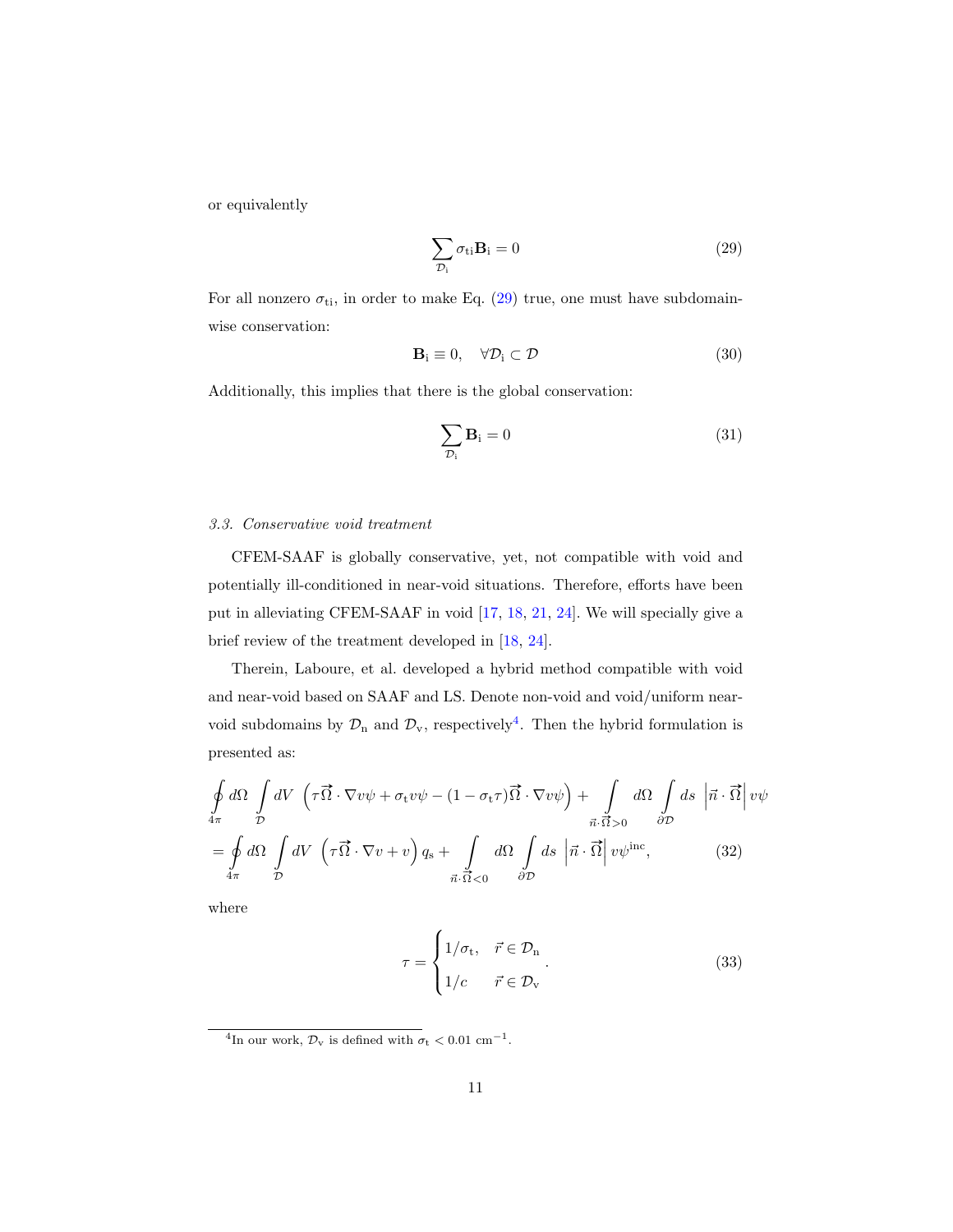or equivalently

$$\sum_{\mathcal{D}_\mathrm{i}} \sigma_{\mathrm{ti}} \mathbf{B}_\mathrm{i} = 0 \tag{29}$$

For all nonzero $\sigma_{\mathrm{ti}}$, in order to make Eq. (29) true, one must have subdomain-wise conservation:

$$\mathbf{B}_\mathrm{i} \equiv 0, \quad \forall \mathcal{D}_\mathrm{i} \subset \mathcal{D} \tag{30}$$

Additionally, this implies that there is the global conservation:

$$\sum_{\mathcal{D}_\mathrm{i}} \mathbf{B}_\mathrm{i} = 0 \tag{31}$$

### 3.3. Conservative void treatment

CFEM-SAAF is globally conservative, yet, not compatible with void and potentially ill-conditioned in near-void situations. Therefore, efforts have been put in alleviating CFEM-SAAF in void [17, 18, 21, 24]. We will specially give a brief review of the treatment developed in [18, 24].

Therein, Laboure, et al. developed a hybrid method compatible with void and near-void based on SAAF and LS. Denote non-void and void/uniform near-void subdomains by $\mathcal{D}_\mathrm{n}$ and $\mathcal{D}_\mathrm{v}$, respectively[4]. Then the hybrid formulation is presented as:

$$\begin{aligned}
&\oint_{4\pi} d\Omega \int_{\mathcal{D}} dV \, \left(\tau \vec{\Omega} \cdot \nabla v \psi + \sigma_\mathrm{t} v \psi - (1 - \sigma_\mathrm{t} \tau) \vec{\Omega} \cdot \nabla v \psi \right) + \int_{\vec{n} \cdot \vec{\Omega} > 0} d\Omega \int_{\partial \mathcal{D}} ds \, \left| \vec{n} \cdot \vec{\Omega} \right| v \psi \\
&= \oint_{4\pi} d\Omega \int_{\mathcal{D}} dV \, \left(\tau \vec{\Omega} \cdot \nabla v + v \right) q_\mathrm{s} + \int_{\vec{n} \cdot \vec{\Omega} < 0} d\Omega \int_{\partial \mathcal{D}} ds \, \left| \vec{n} \cdot \vec{\Omega} \right| v \psi^{\mathrm{inc}},
\end{aligned} \tag{32}$$

where

$$\tau = \begin{cases} 1/\sigma_\mathrm{t}, & \vec{r} \in \mathcal{D}_\mathrm{n} \\ 1/c & \vec{r} \in \mathcal{D}_\mathrm{v} \end{cases}. \tag{33}$$

---

[4] In our work, $\mathcal{D}_\mathrm{v}$ is defined with $\sigma_\mathrm{t} < 0.01\ \mathrm{cm}^{-1}$.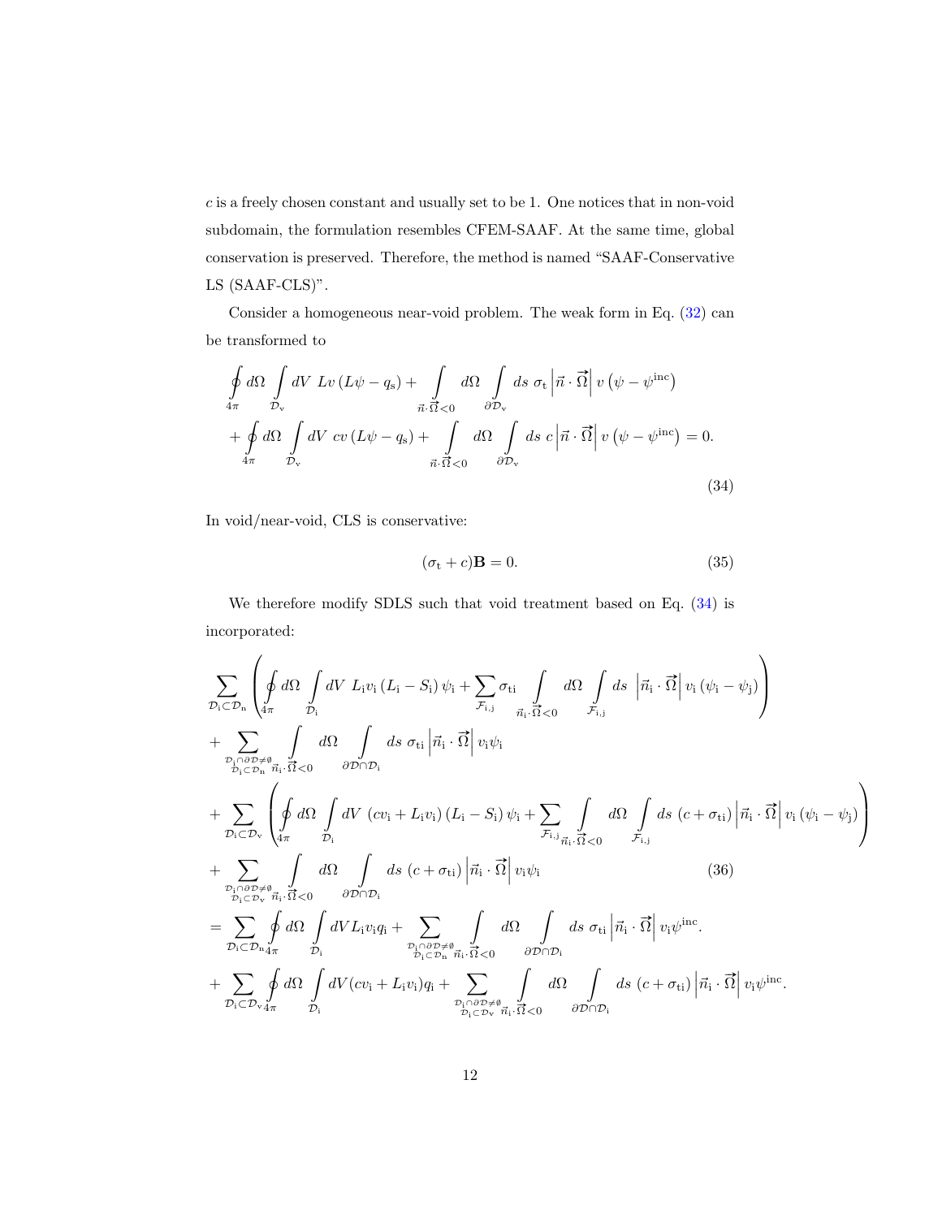$c$ is a freely chosen constant and usually set to be 1. One notices that in non-void subdomain, the formulation resembles CFEM-SAAF. At the same time, global conservation is preserved. Therefore, the method is named "SAAF-Conservative LS (SAAF-CLS)".

Consider a homogeneous near-void problem. The weak form in Eq. (32) can be transformed to

$$
\begin{aligned}
&\oint_{4\pi} d\Omega \int_{\mathcal{D}_\mathrm{v}} dV\ Lv\left(L\psi - q_\mathrm{s}\right) + \int_{\vec{n}\cdot\vec{\Omega}<0} d\Omega \int_{\partial\mathcal{D}_\mathrm{v}} ds\ \sigma_\mathrm{t}\left|\vec{n}\cdot\vec{\Omega}\right| v\left(\psi - \psi^{\mathrm{inc}}\right) \\
&+ \oint_{4\pi} d\Omega \int_{\mathcal{D}_\mathrm{v}} dV\ cv\left(L\psi - q_\mathrm{s}\right) + \int_{\vec{n}\cdot\vec{\Omega}<0} d\Omega \int_{\partial\mathcal{D}_\mathrm{v}} ds\ c\left|\vec{n}\cdot\vec{\Omega}\right| v\left(\psi - \psi^{\mathrm{inc}}\right) = 0.
\end{aligned}
\tag{34}
$$

In void/near-void, CLS is conservative:

$$
(\sigma_\mathrm{t} + c)\mathbf{B} = 0. \tag{35}
$$

We therefore modify SDLS such that void treatment based on Eq. (34) is incorporated:

$$
\begin{aligned}
&\sum_{\mathcal{D}_\mathrm{i}\subset\mathcal{D}_\mathrm{n}} \left( \oint_{4\pi} d\Omega \int_{\mathcal{D}_\mathrm{i}} dV\ L_\mathrm{i} v_\mathrm{i}\left(L_\mathrm{i} - S_\mathrm{i}\right)\psi_\mathrm{i} + \sum_{\mathcal{F}_\mathrm{i,j}} \sigma_\mathrm{ti} \int_{\vec{n}_\mathrm{i}\cdot\vec{\Omega}<0} d\Omega \int_{\mathcal{F}_\mathrm{i,j}} ds\ \left|\vec{n}_\mathrm{i}\cdot\vec{\Omega}\right| v_\mathrm{i}\left(\psi_\mathrm{i} - \psi_\mathrm{j}\right) \right) \\
&+ \sum_{\substack{\mathcal{D}_\mathrm{i}\cap\partial\mathcal{D}\neq\emptyset \\ \mathcal{D}_\mathrm{i}\subset\mathcal{D}_\mathrm{n}}} \int_{\vec{n}_\mathrm{i}\cdot\vec{\Omega}<0} d\Omega \int_{\partial\mathcal{D}\cap\mathcal{D}_\mathrm{i}} ds\ \sigma_\mathrm{ti}\left|\vec{n}_\mathrm{i}\cdot\vec{\Omega}\right| v_\mathrm{i}\psi_\mathrm{i} \\
&+ \sum_{\mathcal{D}_\mathrm{i}\subset\mathcal{D}_\mathrm{v}} \left( \oint_{4\pi} d\Omega \int_{\mathcal{D}_\mathrm{i}} dV\ \left(cv_\mathrm{i} + L_\mathrm{i} v_\mathrm{i}\right)\left(L_\mathrm{i} - S_\mathrm{i}\right)\psi_\mathrm{i} + \sum_{\mathcal{F}_\mathrm{i,j}} \int_{\vec{n}_\mathrm{i}\cdot\vec{\Omega}<0} d\Omega \int_{\mathcal{F}_\mathrm{i,j}} ds\ \left(c + \sigma_\mathrm{ti}\right)\left|\vec{n}_\mathrm{i}\cdot\vec{\Omega}\right| v_\mathrm{i}\left(\psi_\mathrm{i} - \psi_\mathrm{j}\right) \right) \\
&+ \sum_{\substack{\mathcal{D}_\mathrm{i}\cap\partial\mathcal{D}\neq\emptyset \\ \mathcal{D}_\mathrm{i}\subset\mathcal{D}_\mathrm{v}}} \int_{\vec{n}_\mathrm{i}\cdot\vec{\Omega}<0} d\Omega \int_{\partial\mathcal{D}\cap\mathcal{D}_\mathrm{i}} ds\ \left(c + \sigma_\mathrm{ti}\right)\left|\vec{n}_\mathrm{i}\cdot\vec{\Omega}\right| v_\mathrm{i}\psi_\mathrm{i} \\
&= \sum_{\mathcal{D}_\mathrm{i}\subset\mathcal{D}_\mathrm{n}} \oint_{4\pi} d\Omega \int_{\mathcal{D}_\mathrm{i}} dV L_\mathrm{i} v_\mathrm{i} q_\mathrm{i} + \sum_{\substack{\mathcal{D}_\mathrm{i}\cap\partial\mathcal{D}\neq\emptyset \\ \mathcal{D}_\mathrm{i}\subset\mathcal{D}_\mathrm{n}}} \int_{\vec{n}_\mathrm{i}\cdot\vec{\Omega}<0} d\Omega \int_{\partial\mathcal{D}\cap\mathcal{D}_\mathrm{i}} ds\ \sigma_\mathrm{ti}\left|\vec{n}_\mathrm{i}\cdot\vec{\Omega}\right| v_\mathrm{i}\psi^{\mathrm{inc}}. \\
&+ \sum_{\mathcal{D}_\mathrm{i}\subset\mathcal{D}_\mathrm{v}} \oint_{4\pi} d\Omega \int_{\mathcal{D}_\mathrm{i}} dV (cv_\mathrm{i} + L_\mathrm{i} v_\mathrm{i}) q_\mathrm{i} + \sum_{\substack{\mathcal{D}_\mathrm{i}\cap\partial\mathcal{D}\neq\emptyset \\ \mathcal{D}_\mathrm{i}\subset\mathcal{D}_\mathrm{v}}} \int_{\vec{n}_\mathrm{i}\cdot\vec{\Omega}<0} d\Omega \int_{\partial\mathcal{D}\cap\mathcal{D}_\mathrm{i}} ds\ \left(c + \sigma_\mathrm{ti}\right)\left|\vec{n}_\mathrm{i}\cdot\vec{\Omega}\right| v_\mathrm{i}\psi^{\mathrm{inc}}.
\end{aligned}
\tag{36}
$$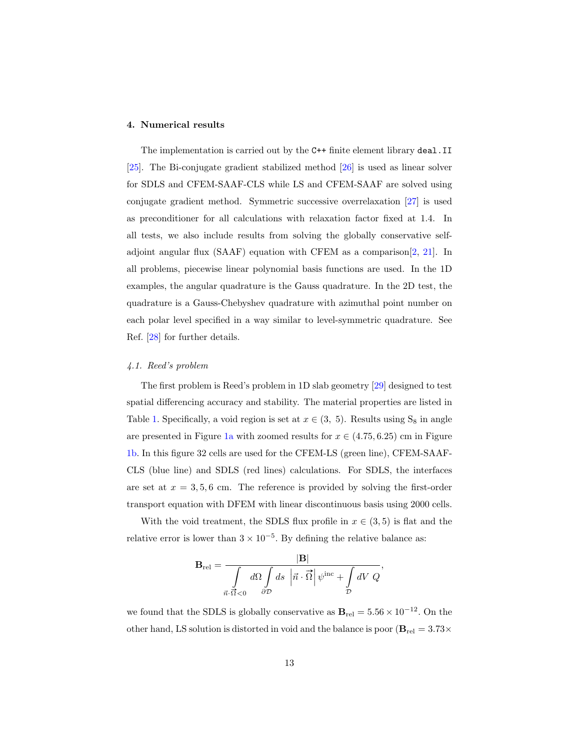## 4. Numerical results

The implementation is carried out by the `C++` finite element library `deal.II` [25]. The Bi-conjugate gradient stabilized method [26] is used as linear solver for SDLS and CFEM-SAAF-CLS while LS and CFEM-SAAF are solved using conjugate gradient method. Symmetric successive overrelaxation [27] is used as preconditioner for all calculations with relaxation factor fixed at 1.4. In all tests, we also include results from solving the globally conservative self-adjoint angular flux (SAAF) equation with CFEM as a comparison[2, 21]. In all problems, piecewise linear polynomial basis functions are used. In the 1D examples, the angular quadrature is the Gauss quadrature. In the 2D test, the quadrature is a Gauss-Chebyshev quadrature with azimuthal point number on each polar level specified in a way similar to level-symmetric quadrature. See Ref. [28] for further details.

### *4.1. Reed's problem*

The first problem is Reed's problem in 1D slab geometry [29] designed to test spatial differencing accuracy and stability. The material properties are listed in Table 1. Specifically, a void region is set at $x \in (3,\ 5)$. Results using $S_8$ in angle are presented in Figure 1a with zoomed results for $x \in (4.75, 6.25)$ cm in Figure 1b. In this figure 32 cells are used for the CFEM-LS (green line), CFEM-SAAF-CLS (blue line) and SDLS (red lines) calculations. For SDLS, the interfaces are set at $x = 3, 5, 6$ cm. The reference is provided by solving the first-order transport equation with DFEM with linear discontinuous basis using 2000 cells.

With the void treatment, the SDLS flux profile in $x \in (3, 5)$ is flat and the relative error is lower than $3 \times 10^{-5}$. By defining the relative balance as:

$$\mathbf{B}_{\text{rel}} = \frac{|\mathbf{B}|}{\int\limits_{\vec{n}\cdot\vec{\Omega}<0} d\Omega \int\limits_{\partial\mathcal{D}} ds\ \left|\vec{n}\cdot\vec{\Omega}\right| \psi^{\text{inc}} + \int\limits_{\mathcal{D}} dV\ Q},$$

we found that the SDLS is globally conservative as $\mathbf{B}_{\text{rel}} = 5.56 \times 10^{-12}$. On the other hand, LS solution is distorted in void and the balance is poor ($\mathbf{B}_{\text{rel}} = 3.73\times$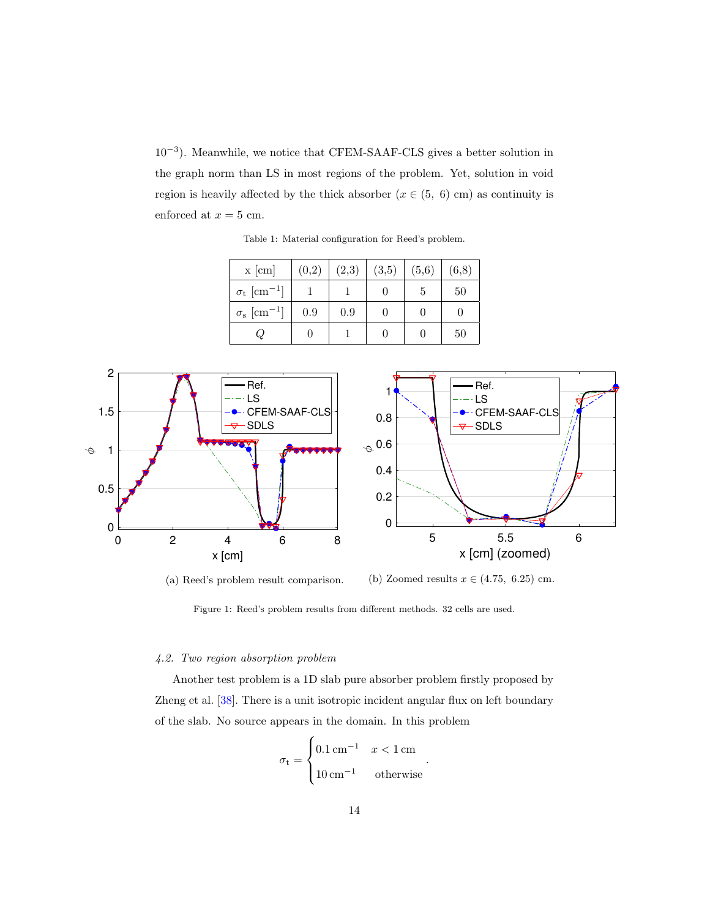$10^{-3}$). Meanwhile, we notice that CFEM-SAAF-CLS gives a better solution in the graph norm than LS in most regions of the problem. Yet, solution in void region is heavily affected by the thick absorber ($x \in (5,\ 6)$ cm) as continuity is enforced at $x = 5$ cm.

Table 1: Material configuration for Reed's problem.

| x [cm] | (0,2) | (2,3) | (3,5) | (5,6) | (6,8) |
|---|---|---|---|---|---|
| $\sigma_\mathrm{t}$ [cm$^{-1}$] | 1 | 1 | 0 | 5 | 50 |
| $\sigma_\mathrm{s}$ [cm$^{-1}$] | 0.9 | 0.9 | 0 | 0 | 0 |
| $Q$ | 0 | 1 | 0 | 0 | 50 |

(a) Reed's problem result comparison.

(b) Zoomed results $x \in (4.75,\ 6.25)$ cm.

Figure 1: Reed's problem results from different methods. 32 cells are used.

### 4.2. Two region absorption problem

Another test problem is a 1D slab pure absorber problem firstly proposed by Zheng et al. [38]. There is a unit isotropic incident angular flux on left boundary of the slab. No source appears in the domain. In this problem

$$\sigma_\mathrm{t} = \begin{cases} 0.1\,\mathrm{cm}^{-1} & x < 1\,\mathrm{cm} \\ 10\,\mathrm{cm}^{-1} & \text{otherwise} \end{cases}.$$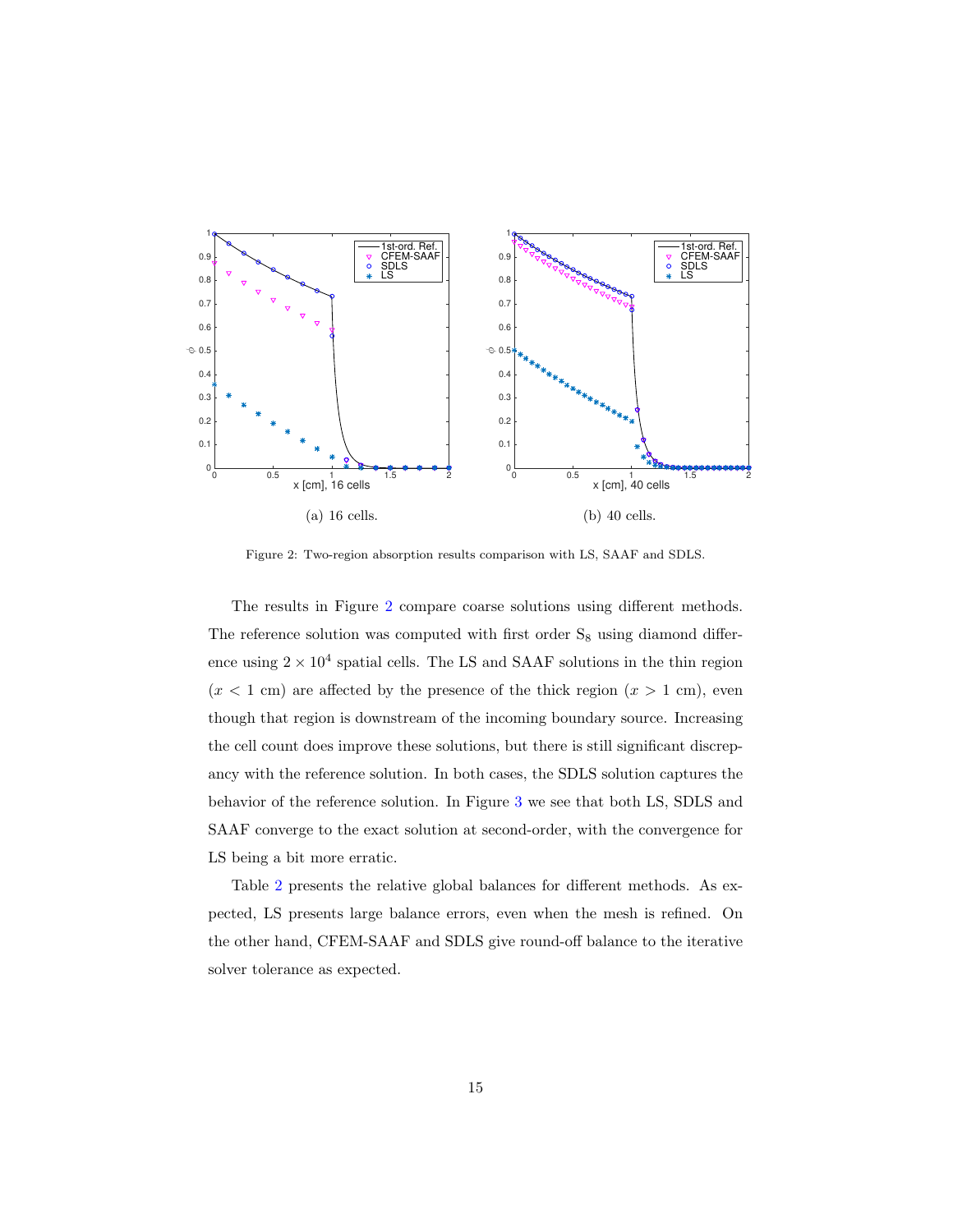(a) 16 cells.

(b) 40 cells.

Figure 2: Two-region absorption results comparison with LS, SAAF and SDLS.

The results in Figure 2 compare coarse solutions using different methods. The reference solution was computed with first order $S_8$ using diamond difference using $2 \times 10^4$ spatial cells. The LS and SAAF solutions in the thin region ($x < 1$ cm) are affected by the presence of the thick region ($x > 1$ cm), even though that region is downstream of the incoming boundary source. Increasing the cell count does improve these solutions, but there is still significant discrepancy with the reference solution. In both cases, the SDLS solution captures the behavior of the reference solution. In Figure 3 we see that both LS, SDLS and SAAF converge to the exact solution at second-order, with the convergence for LS being a bit more erratic.

Table 2 presents the relative global balances for different methods. As expected, LS presents large balance errors, even when the mesh is refined. On the other hand, CFEM-SAAF and SDLS give round-off balance to the iterative solver tolerance as expected.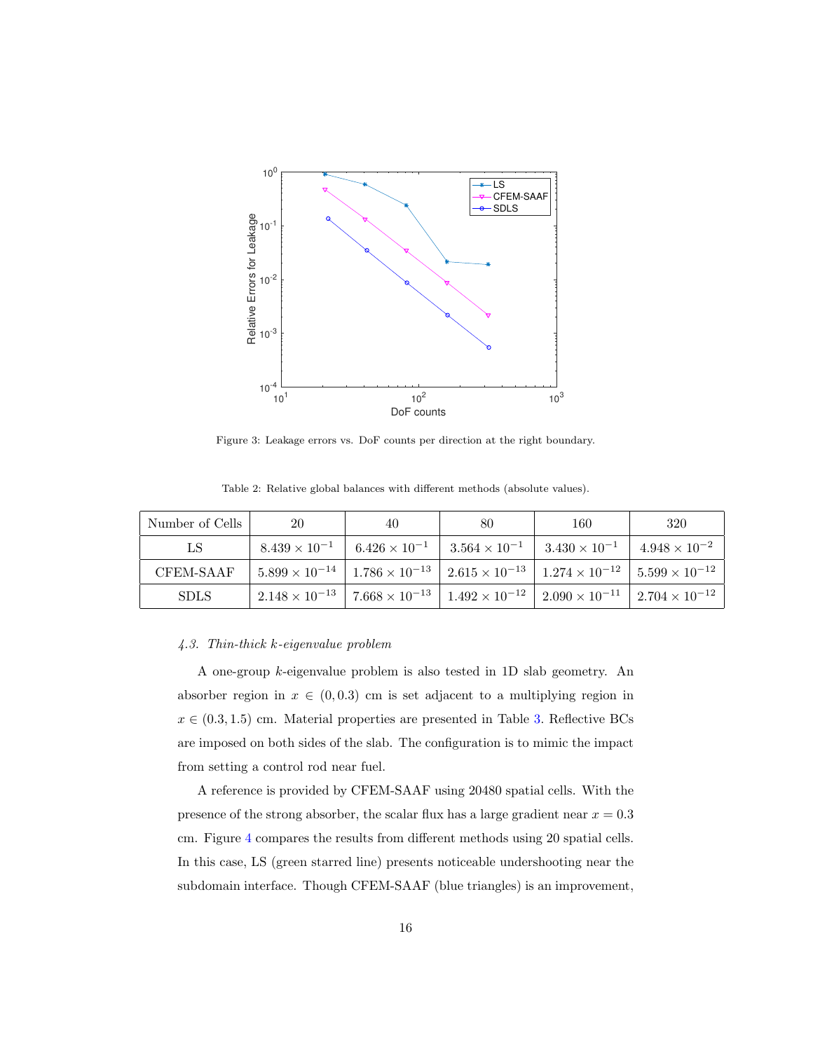Figure 3: Leakage errors vs. DoF counts per direction at the right boundary.

Table 2: Relative global balances with different methods (absolute values).

| Number of Cells | 20 | 40 | 80 | 160 | 320 |
|---|---|---|---|---|---|
| LS | $8.439 \times 10^{-1}$ | $6.426 \times 10^{-1}$ | $3.564 \times 10^{-1}$ | $3.430 \times 10^{-1}$ | $4.948 \times 10^{-2}$ |
| CFEM-SAAF | $5.899 \times 10^{-14}$ | $1.786 \times 10^{-13}$ | $2.615 \times 10^{-13}$ | $1.274 \times 10^{-12}$ | $5.599 \times 10^{-12}$ |
| SDLS | $2.148 \times 10^{-13}$ | $7.668 \times 10^{-13}$ | $1.492 \times 10^{-12}$ | $2.090 \times 10^{-11}$ | $2.704 \times 10^{-12}$ |

### *4.3. Thin-thick k-eigenvalue problem*

A one-group $k$-eigenvalue problem is also tested in 1D slab geometry. An absorber region in $x \in (0, 0.3)$ cm is set adjacent to a multiplying region in $x \in (0.3, 1.5)$ cm. Material properties are presented in Table 3. Reflective BCs are imposed on both sides of the slab. The configuration is to mimic the impact from setting a control rod near fuel.

A reference is provided by CFEM-SAAF using 20480 spatial cells. With the presence of the strong absorber, the scalar flux has a large gradient near $x = 0.3$ cm. Figure 4 compares the results from different methods using 20 spatial cells. In this case, LS (green starred line) presents noticeable undershooting near the subdomain interface. Though CFEM-SAAF (blue triangles) is an improvement,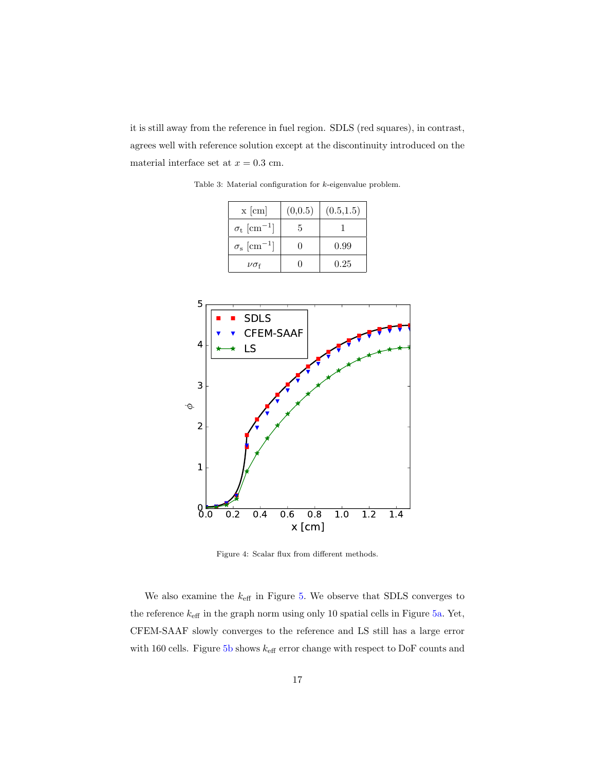it is still away from the reference in fuel region. SDLS (red squares), in contrast, agrees well with reference solution except at the discontinuity introduced on the material interface set at $x = 0.3$ cm.

Table 3: Material configuration for $k$-eigenvalue problem.

| x [cm] | (0,0.5) | (0.5,1.5) |
|---|---|---|
| $\sigma_{\mathrm{t}}$ [cm$^{-1}$] | 5 | 1 |
| $\sigma_{\mathrm{s}}$ [cm$^{-1}$] | 0 | 0.99 |
| $\nu\sigma_{\mathrm{f}}$ | 0 | 0.25 |

Figure 4: Scalar flux from different methods.

We also examine the $k_{\text{eff}}$ in Figure 5. We observe that SDLS converges to the reference $k_{\text{eff}}$ in the graph norm using only 10 spatial cells in Figure 5a. Yet, CFEM-SAAF slowly converges to the reference and LS still has a large error with 160 cells. Figure 5b shows $k_{\text{eff}}$ error change with respect to DoF counts and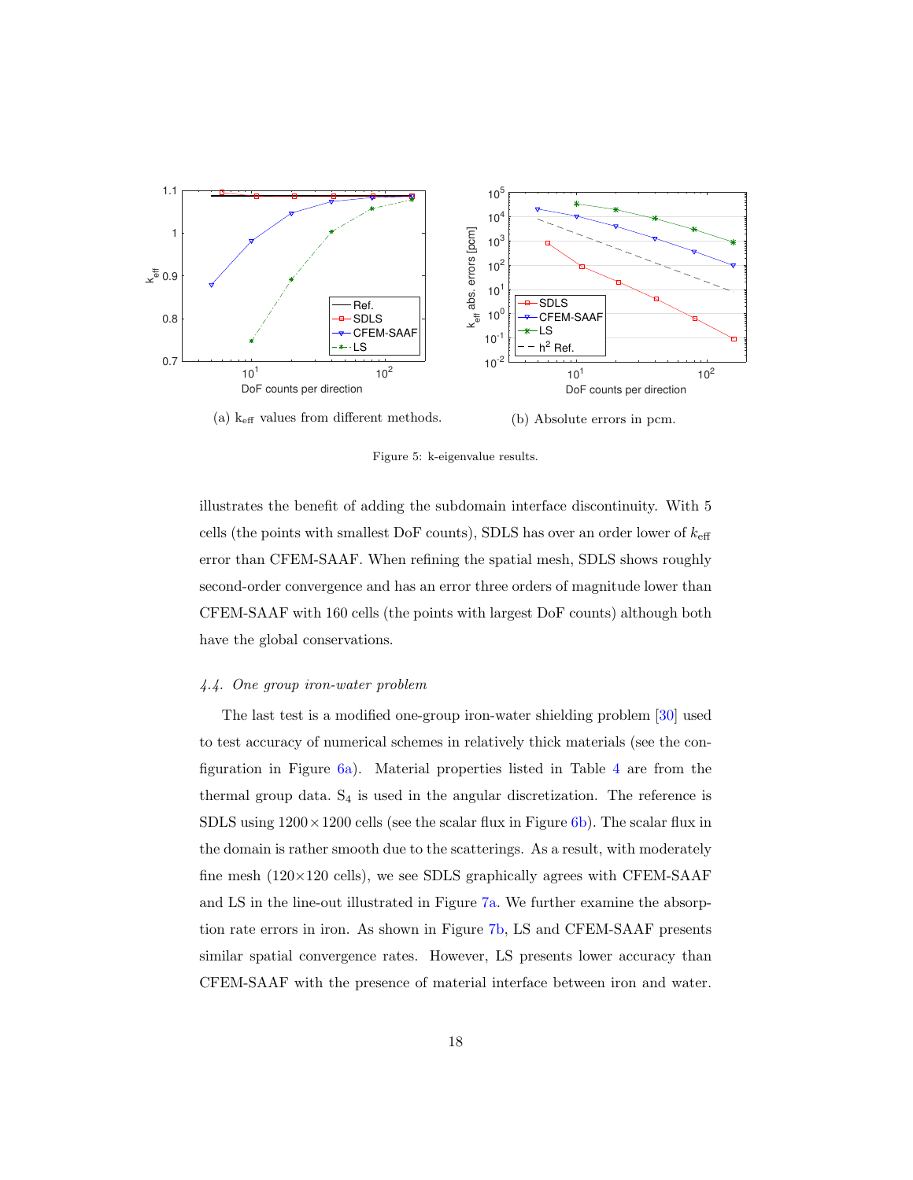(a) $k_{eff}$ values from different methods.

(b) Absolute errors in pcm.

Figure 5: k-eigenvalue results.

illustrates the benefit of adding the subdomain interface discontinuity. With 5 cells (the points with smallest DoF counts), SDLS has over an order lower of $k_{\text{eff}}$ error than CFEM-SAAF. When refining the spatial mesh, SDLS shows roughly second-order convergence and has an error three orders of magnitude lower than CFEM-SAAF with 160 cells (the points with largest DoF counts) although both have the global conservations.

### *4.4. One group iron-water problem*

The last test is a modified one-group iron-water shielding problem [30] used to test accuracy of numerical schemes in relatively thick materials (see the configuration in Figure 6a). Material properties listed in Table 4 are from the thermal group data. $S_4$ is used in the angular discretization. The reference is SDLS using $1200\times1200$ cells (see the scalar flux in Figure 6b). The scalar flux in the domain is rather smooth due to the scatterings. As a result, with moderately fine mesh ($120\times120$ cells), we see SDLS graphically agrees with CFEM-SAAF and LS in the line-out illustrated in Figure 7a. We further examine the absorption rate errors in iron. As shown in Figure 7b, LS and CFEM-SAAF presents similar spatial convergence rates. However, LS presents lower accuracy than CFEM-SAAF with the presence of material interface between iron and water.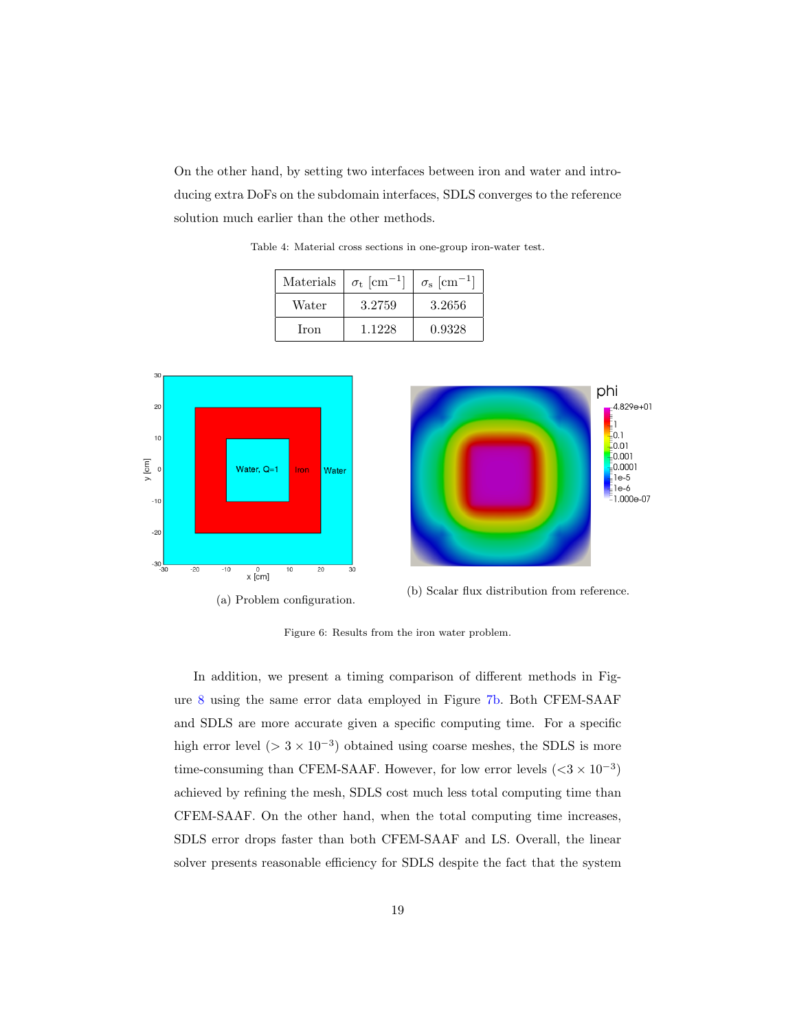On the other hand, by setting two interfaces between iron and water and introducing extra DoFs on the subdomain interfaces, SDLS converges to the reference solution much earlier than the other methods.

Table 4: Material cross sections in one-group iron-water test.

| Materials | $\sigma_\text{t}$ [cm$^{-1}$] | $\sigma_\text{s}$ [cm$^{-1}$] |
|---|---|---|
| Water | 3.2759 | 3.2656 |
| Iron | 1.1228 | 0.9328 |

(a) Problem configuration.

(b) Scalar flux distribution from reference.

Figure 6: Results from the iron water problem.

In addition, we present a timing comparison of different methods in Figure 8 using the same error data employed in Figure 7b. Both CFEM-SAAF and SDLS are more accurate given a specific computing time. For a specific high error level ($> 3 \times 10^{-3}$) obtained using coarse meshes, the SDLS is more time-consuming than CFEM-SAAF. However, for low error levels ($<3 \times 10^{-3}$) achieved by refining the mesh, SDLS cost much less total computing time than CFEM-SAAF. On the other hand, when the total computing time increases, SDLS error drops faster than both CFEM-SAAF and LS. Overall, the linear solver presents reasonable efficiency for SDLS despite the fact that the system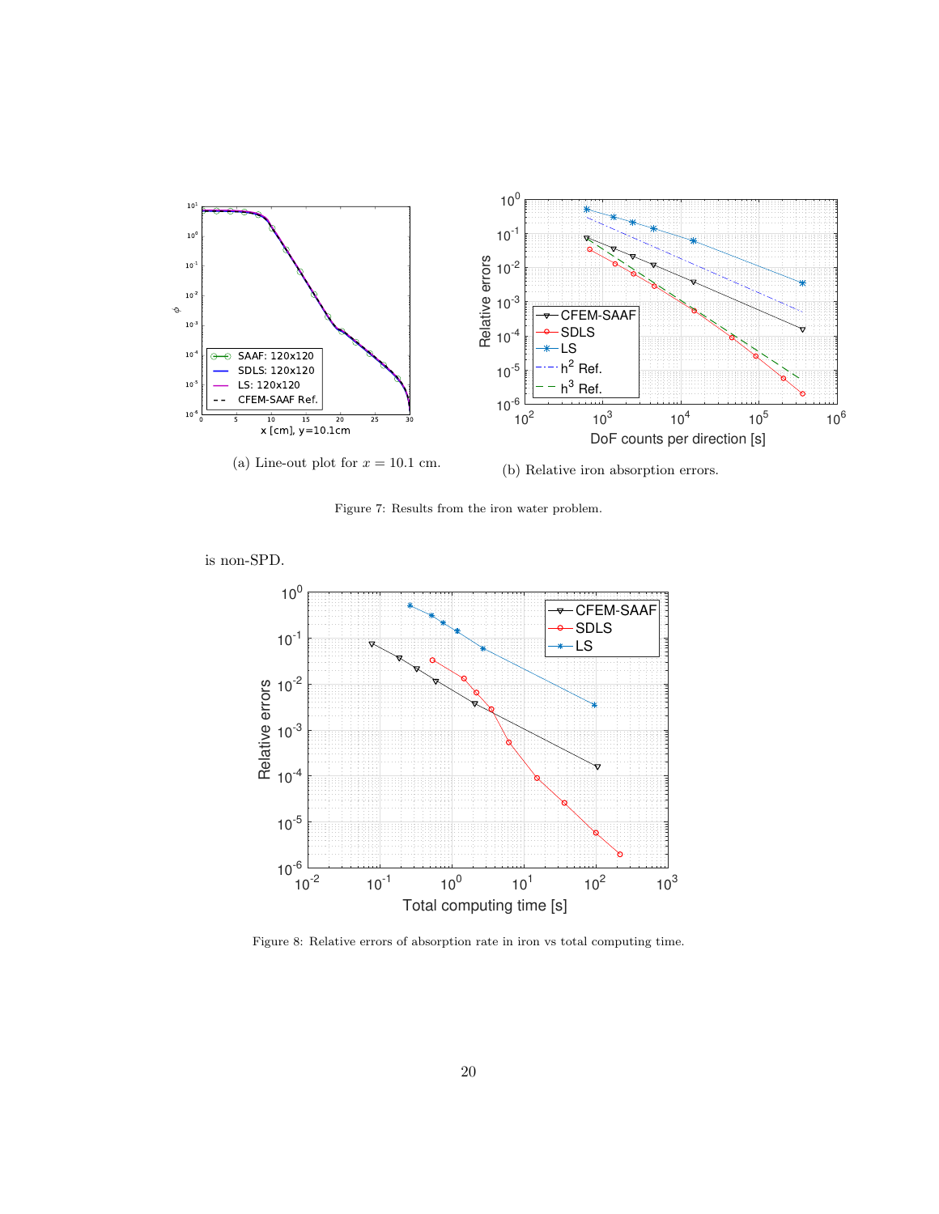(a) Line-out plot for $x = 10.1$ cm.

(b) Relative iron absorption errors.

Figure 7: Results from the iron water problem.

is non-SPD.

Figure 8: Relative errors of absorption rate in iron vs total computing time.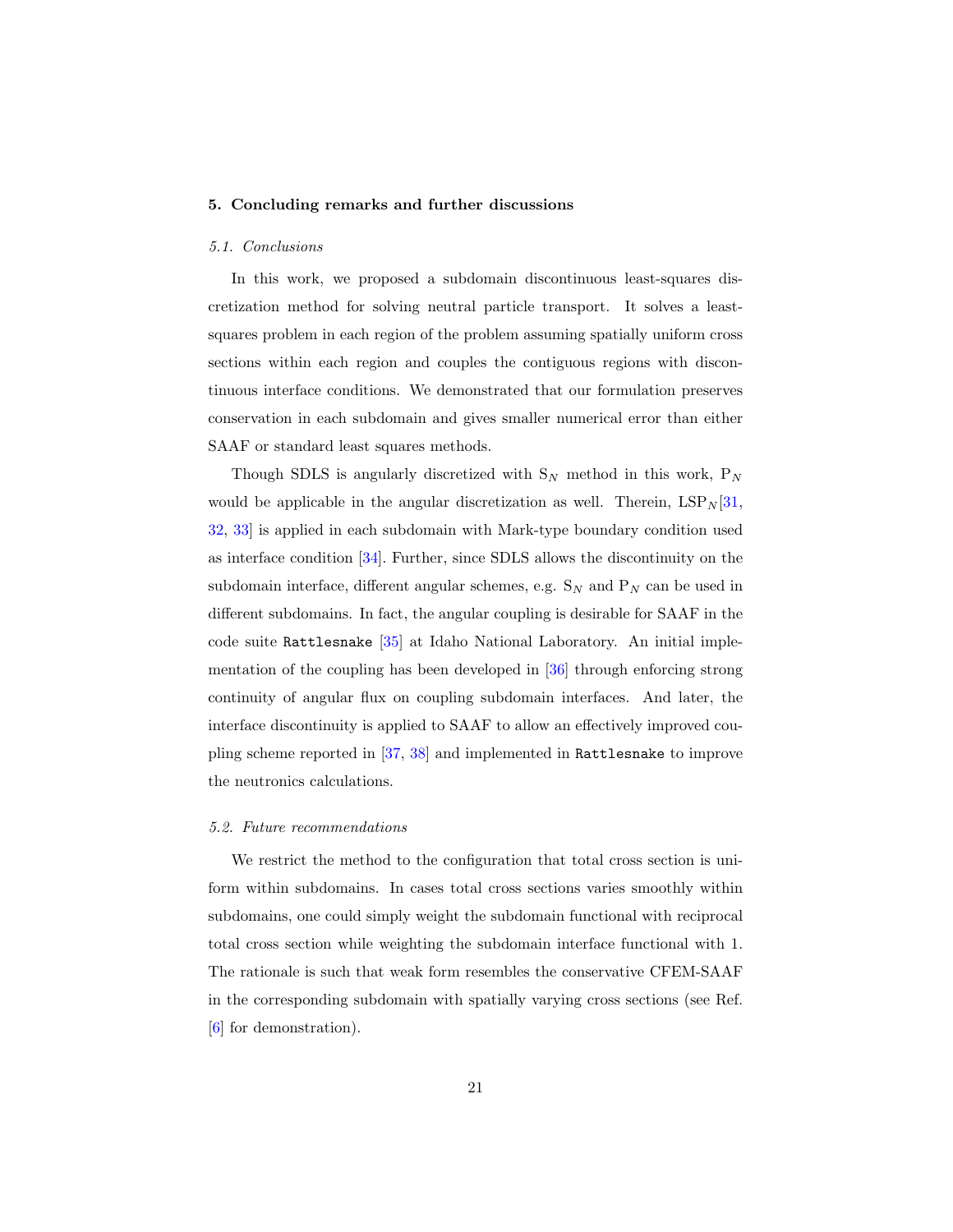## 5. Concluding remarks and further discussions

### 5.1. Conclusions

In this work, we proposed a subdomain discontinuous least-squares discretization method for solving neutral particle transport. It solves a least-squares problem in each region of the problem assuming spatially uniform cross sections within each region and couples the contiguous regions with discontinuous interface conditions. We demonstrated that our formulation preserves conservation in each subdomain and gives smaller numerical error than either SAAF or standard least squares methods.

Though SDLS is angularly discretized with $S_N$ method in this work, $P_N$ would be applicable in the angular discretization as well. Therein, $LSP_N$[31, 32, 33] is applied in each subdomain with Mark-type boundary condition used as interface condition [34]. Further, since SDLS allows the discontinuity on the subdomain interface, different angular schemes, e.g. $S_N$ and $P_N$ can be used in different subdomains. In fact, the angular coupling is desirable for SAAF in the code suite `Rattlesnake` [35] at Idaho National Laboratory. An initial implementation of the coupling has been developed in [36] through enforcing strong continuity of angular flux on coupling subdomain interfaces. And later, the interface discontinuity is applied to SAAF to allow an effectively improved coupling scheme reported in [37, 38] and implemented in `Rattlesnake` to improve the neutronics calculations.

### 5.2. Future recommendations

We restrict the method to the configuration that total cross section is uniform within subdomains. In cases total cross sections varies smoothly within subdomains, one could simply weight the subdomain functional with reciprocal total cross section while weighting the subdomain interface functional with 1. The rationale is such that weak form resembles the conservative CFEM-SAAF in the corresponding subdomain with spatially varying cross sections (see Ref. [6] for demonstration).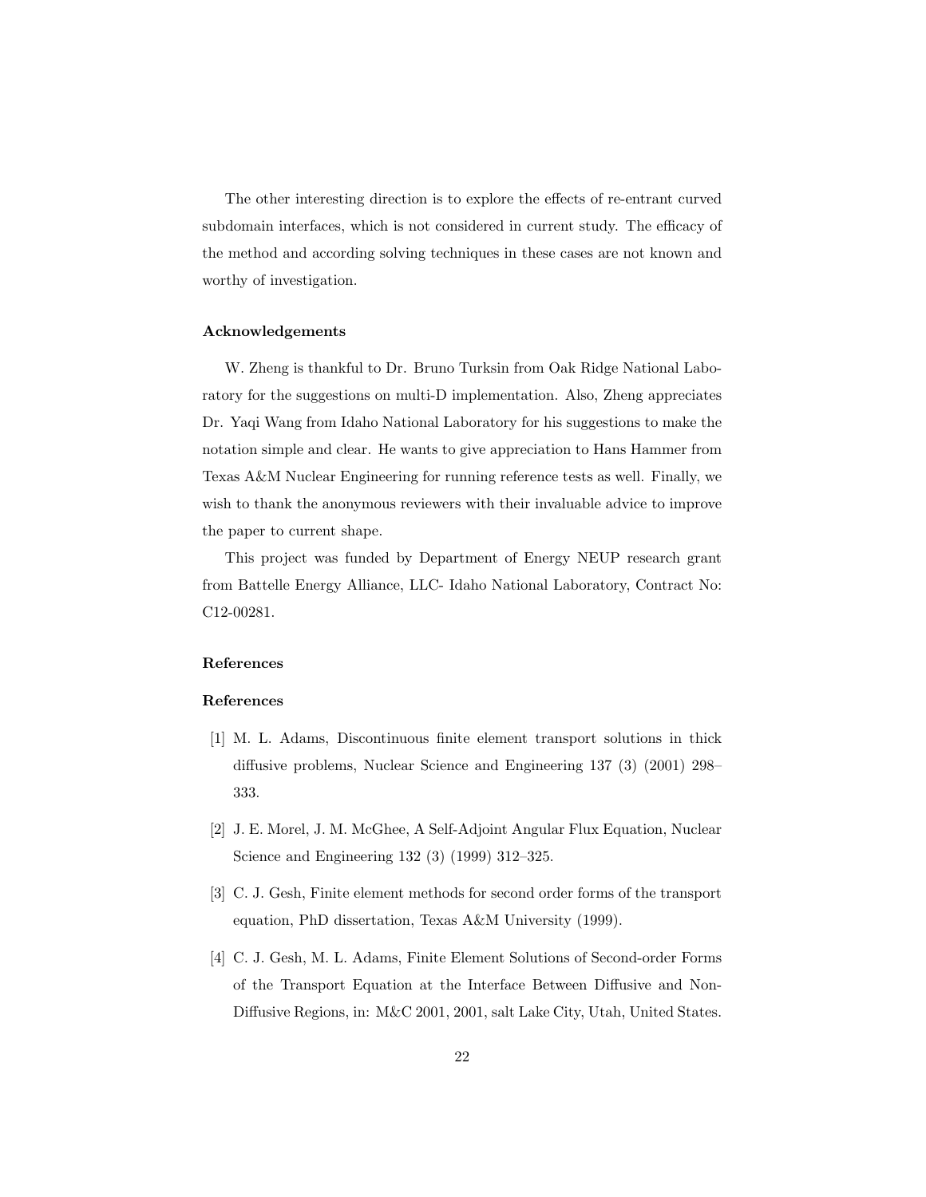The other interesting direction is to explore the effects of re-entrant curved subdomain interfaces, which is not considered in current study. The efficacy of the method and according solving techniques in these cases are not known and worthy of investigation.

### Acknowledgements

W. Zheng is thankful to Dr. Bruno Turksin from Oak Ridge National Laboratory for the suggestions on multi-D implementation. Also, Zheng appreciates Dr. Yaqi Wang from Idaho National Laboratory for his suggestions to make the notation simple and clear. He wants to give appreciation to Hans Hammer from Texas A&M Nuclear Engineering for running reference tests as well. Finally, we wish to thank the anonymous reviewers with their invaluable advice to improve the paper to current shape.

This project was funded by Department of Energy NEUP research grant from Battelle Energy Alliance, LLC- Idaho National Laboratory, Contract No: C12-00281.

### References

### References

[1] M. L. Adams, Discontinuous finite element transport solutions in thick diffusive problems, Nuclear Science and Engineering 137 (3) (2001) 298–333.

[2] J. E. Morel, J. M. McGhee, A Self-Adjoint Angular Flux Equation, Nuclear Science and Engineering 132 (3) (1999) 312–325.

[3] C. J. Gesh, Finite element methods for second order forms of the transport equation, PhD dissertation, Texas A&M University (1999).

[4] C. J. Gesh, M. L. Adams, Finite Element Solutions of Second-order Forms of the Transport Equation at the Interface Between Diffusive and Non-Diffusive Regions, in: M&C 2001, 2001, salt Lake City, Utah, United States.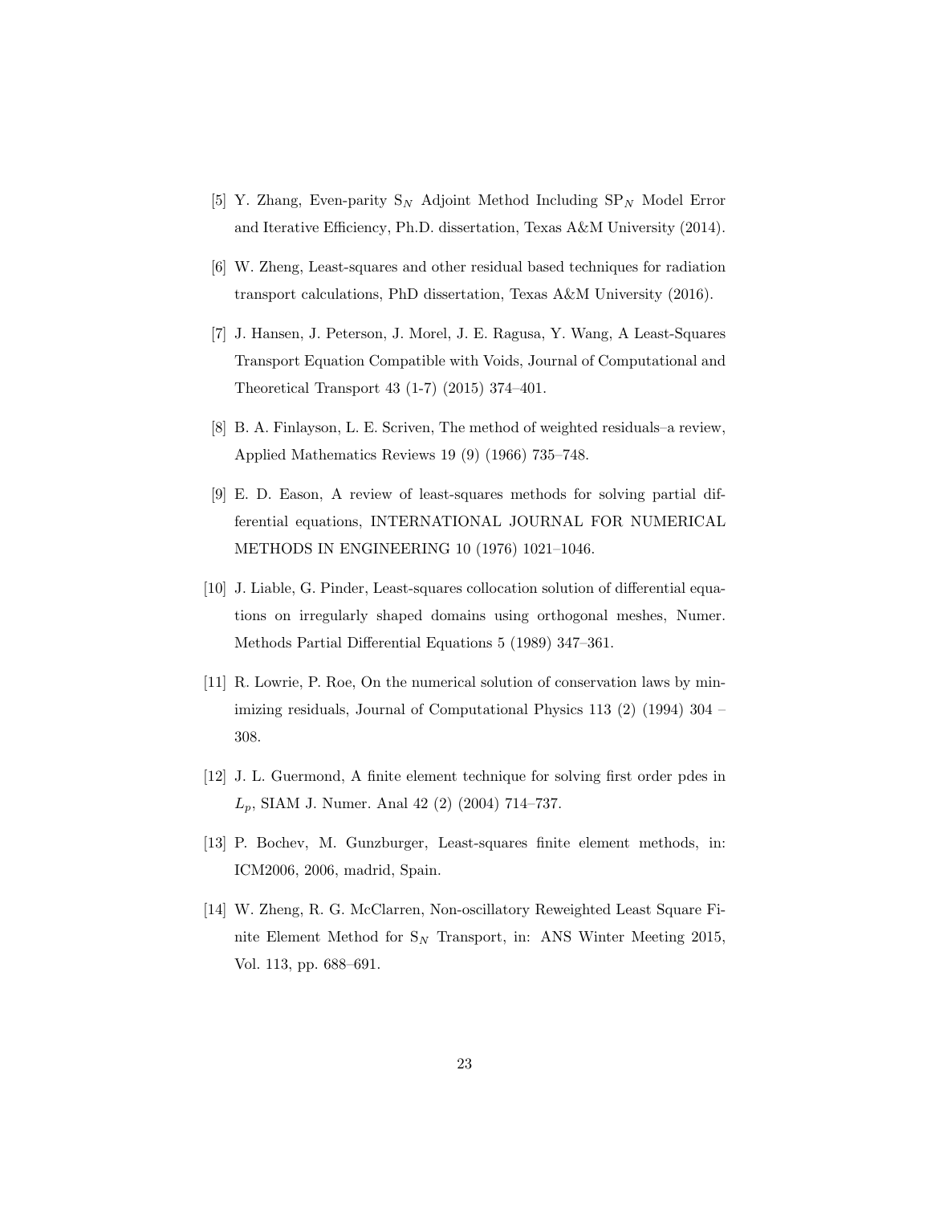[5] Y. Zhang, Even-parity $S_N$ Adjoint Method Including $SP_N$ Model Error and Iterative Efficiency, Ph.D. dissertation, Texas A&M University (2014).

[6] W. Zheng, Least-squares and other residual based techniques for radiation transport calculations, PhD dissertation, Texas A&M University (2016).

[7] J. Hansen, J. Peterson, J. Morel, J. E. Ragusa, Y. Wang, A Least-Squares Transport Equation Compatible with Voids, Journal of Computational and Theoretical Transport 43 (1-7) (2015) 374–401.

[8] B. A. Finlayson, L. E. Scriven, The method of weighted residuals–a review, Applied Mathematics Reviews 19 (9) (1966) 735–748.

[9] E. D. Eason, A review of least-squares methods for solving partial differential equations, INTERNATIONAL JOURNAL FOR NUMERICAL METHODS IN ENGINEERING 10 (1976) 1021–1046.

[10] J. Liable, G. Pinder, Least-squares collocation solution of differential equations on irregularly shaped domains using orthogonal meshes, Numer. Methods Partial Differential Equations 5 (1989) 347–361.

[11] R. Lowrie, P. Roe, On the numerical solution of conservation laws by minimizing residuals, Journal of Computational Physics 113 (2) (1994) 304 – 308.

[12] J. L. Guermond, A finite element technique for solving first order pdes in $L_p$, SIAM J. Numer. Anal 42 (2) (2004) 714–737.

[13] P. Bochev, M. Gunzburger, Least-squares finite element methods, in: ICM2006, 2006, madrid, Spain.

[14] W. Zheng, R. G. McClarren, Non-oscillatory Reweighted Least Square Finite Element Method for $S_N$ Transport, in: ANS Winter Meeting 2015, Vol. 113, pp. 688–691.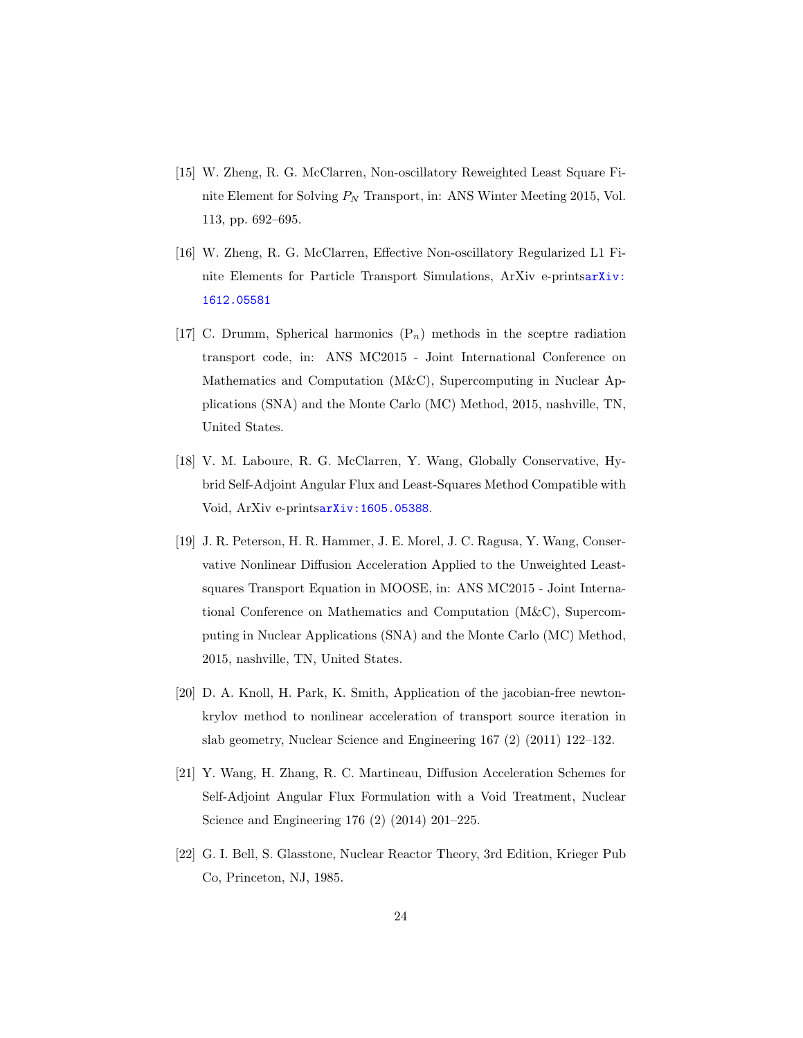[15] W. Zheng, R. G. McClarren, Non-oscillatory Reweighted Least Square Finite Element for Solving $P_N$ Transport, in: ANS Winter Meeting 2015, Vol. 113, pp. 692–695.

[16] W. Zheng, R. G. McClarren, Effective Non-oscillatory Regularized L1 Finite Elements for Particle Transport Simulations, ArXiv e-printsarXiv:1612.05581

[17] C. Drumm, Spherical harmonics ($P_n$) methods in the sceptre radiation transport code, in: ANS MC2015 - Joint International Conference on Mathematics and Computation (M&C), Supercomputing in Nuclear Applications (SNA) and the Monte Carlo (MC) Method, 2015, nashville, TN, United States.

[18] V. M. Laboure, R. G. McClarren, Y. Wang, Globally Conservative, Hybrid Self-Adjoint Angular Flux and Least-Squares Method Compatible with Void, ArXiv e-printsarXiv:1605.05388.

[19] J. R. Peterson, H. R. Hammer, J. E. Morel, J. C. Ragusa, Y. Wang, Conservative Nonlinear Diffusion Acceleration Applied to the Unweighted Least-squares Transport Equation in MOOSE, in: ANS MC2015 - Joint International Conference on Mathematics and Computation (M&C), Supercomputing in Nuclear Applications (SNA) and the Monte Carlo (MC) Method, 2015, nashville, TN, United States.

[20] D. A. Knoll, H. Park, K. Smith, Application of the jacobian-free newton-krylov method to nonlinear acceleration of transport source iteration in slab geometry, Nuclear Science and Engineering 167 (2) (2011) 122–132.

[21] Y. Wang, H. Zhang, R. C. Martineau, Diffusion Acceleration Schemes for Self-Adjoint Angular Flux Formulation with a Void Treatment, Nuclear Science and Engineering 176 (2) (2014) 201–225.

[22] G. I. Bell, S. Glasstone, Nuclear Reactor Theory, 3rd Edition, Krieger Pub Co, Princeton, NJ, 1985.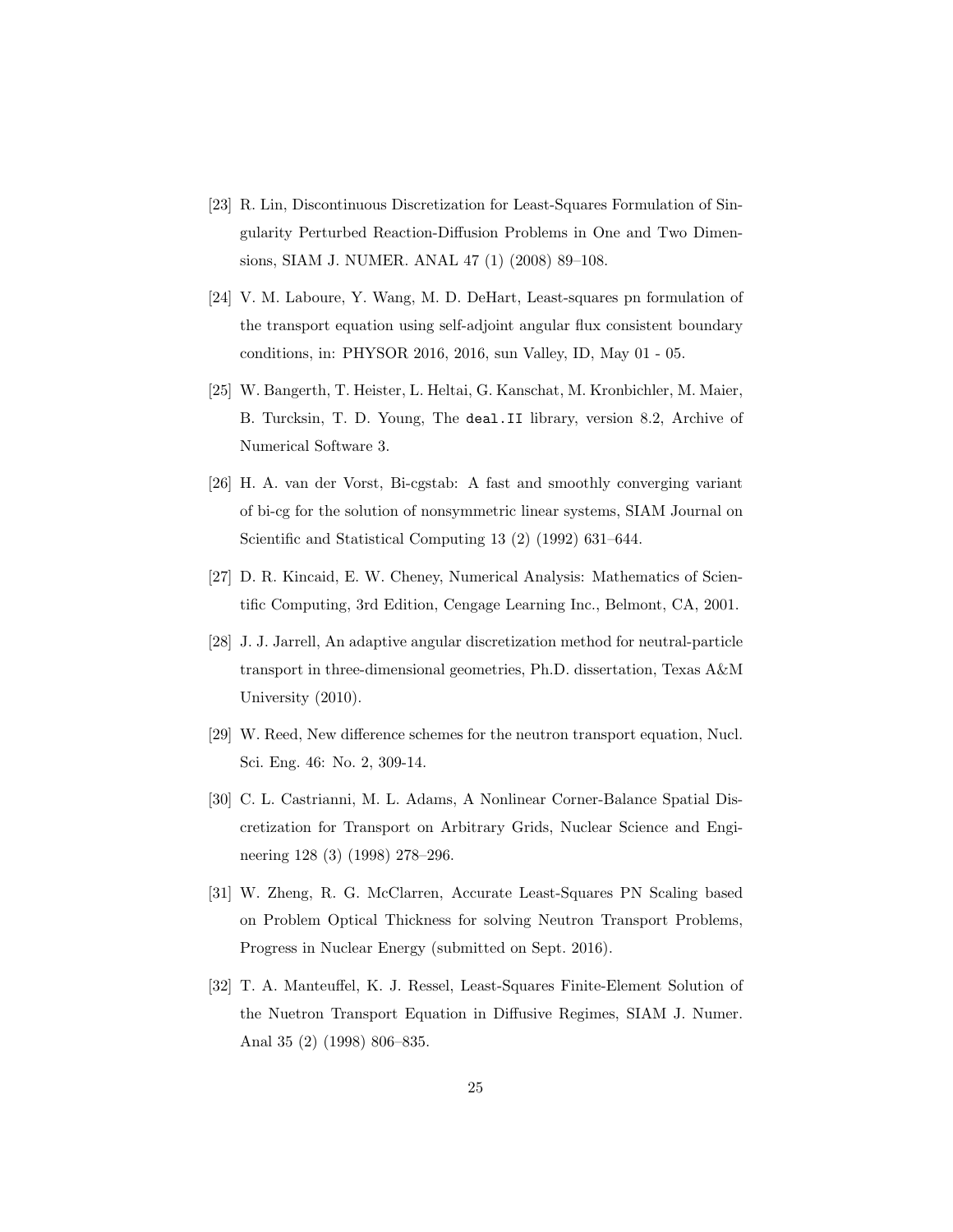[23] R. Lin, Discontinuous Discretization for Least-Squares Formulation of Singularity Perturbed Reaction-Diffusion Problems in One and Two Dimensions, SIAM J. NUMER. ANAL 47 (1) (2008) 89–108.

[24] V. M. Laboure, Y. Wang, M. D. DeHart, Least-squares pn formulation of the transport equation using self-adjoint angular flux consistent boundary conditions, in: PHYSOR 2016, 2016, sun Valley, ID, May 01 - 05.

[25] W. Bangerth, T. Heister, L. Heltai, G. Kanschat, M. Kronbichler, M. Maier, B. Turcksin, T. D. Young, The `deal.II` library, version 8.2, Archive of Numerical Software 3.

[26] H. A. van der Vorst, Bi-cgstab: A fast and smoothly converging variant of bi-cg for the solution of nonsymmetric linear systems, SIAM Journal on Scientific and Statistical Computing 13 (2) (1992) 631–644.

[27] D. R. Kincaid, E. W. Cheney, Numerical Analysis: Mathematics of Scientific Computing, 3rd Edition, Cengage Learning Inc., Belmont, CA, 2001.

[28] J. J. Jarrell, An adaptive angular discretization method for neutral-particle transport in three-dimensional geometries, Ph.D. dissertation, Texas A&M University (2010).

[29] W. Reed, New difference schemes for the neutron transport equation, Nucl. Sci. Eng. 46: No. 2, 309-14.

[30] C. L. Castrianni, M. L. Adams, A Nonlinear Corner-Balance Spatial Discretization for Transport on Arbitrary Grids, Nuclear Science and Engineering 128 (3) (1998) 278–296.

[31] W. Zheng, R. G. McClarren, Accurate Least-Squares PN Scaling based on Problem Optical Thickness for solving Neutron Transport Problems, Progress in Nuclear Energy (submitted on Sept. 2016).

[32] T. A. Manteuffel, K. J. Ressel, Least-Squares Finite-Element Solution of the Nuetron Transport Equation in Diffusive Regimes, SIAM J. Numer. Anal 35 (2) (1998) 806–835.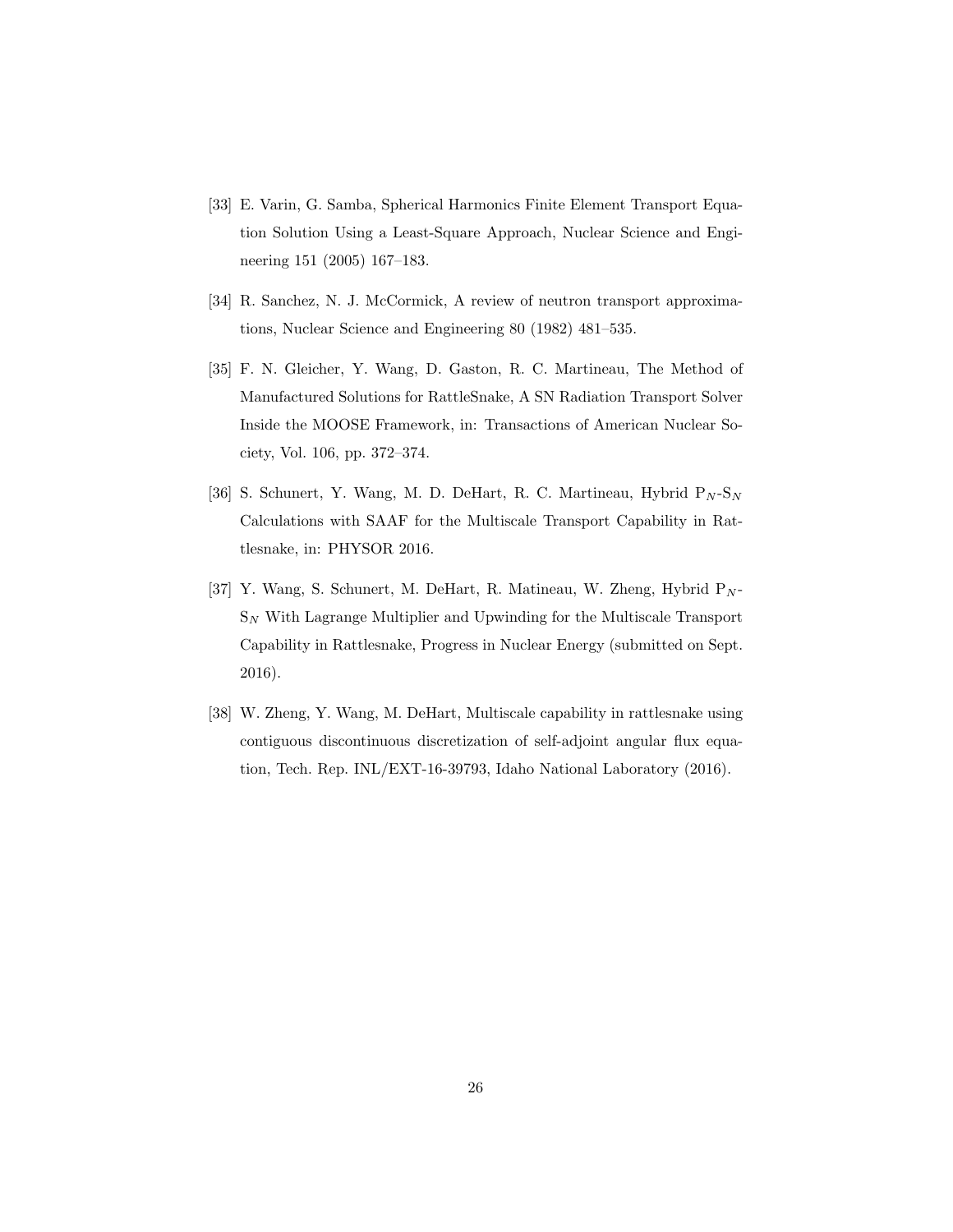[33] E. Varin, G. Samba, Spherical Harmonics Finite Element Transport Equation Solution Using a Least-Square Approach, Nuclear Science and Engineering 151 (2005) 167–183.

[34] R. Sanchez, N. J. McCormick, A review of neutron transport approximations, Nuclear Science and Engineering 80 (1982) 481–535.

[35] F. N. Gleicher, Y. Wang, D. Gaston, R. C. Martineau, The Method of Manufactured Solutions for RattleSnake, A SN Radiation Transport Solver Inside the MOOSE Framework, in: Transactions of American Nuclear Society, Vol. 106, pp. 372–374.

[36] S. Schunert, Y. Wang, M. D. DeHart, R. C. Martineau, Hybrid $P_N$-$S_N$ Calculations with SAAF for the Multiscale Transport Capability in Rattlesnake, in: PHYSOR 2016.

[37] Y. Wang, S. Schunert, M. DeHart, R. Matineau, W. Zheng, Hybrid $P_N$-$S_N$ With Lagrange Multiplier and Upwinding for the Multiscale Transport Capability in Rattlesnake, Progress in Nuclear Energy (submitted on Sept. 2016).

[38] W. Zheng, Y. Wang, M. DeHart, Multiscale capability in rattlesnake using contiguous discontinuous discretization of self-adjoint angular flux equation, Tech. Rep. INL/EXT-16-39793, Idaho National Laboratory (2016).